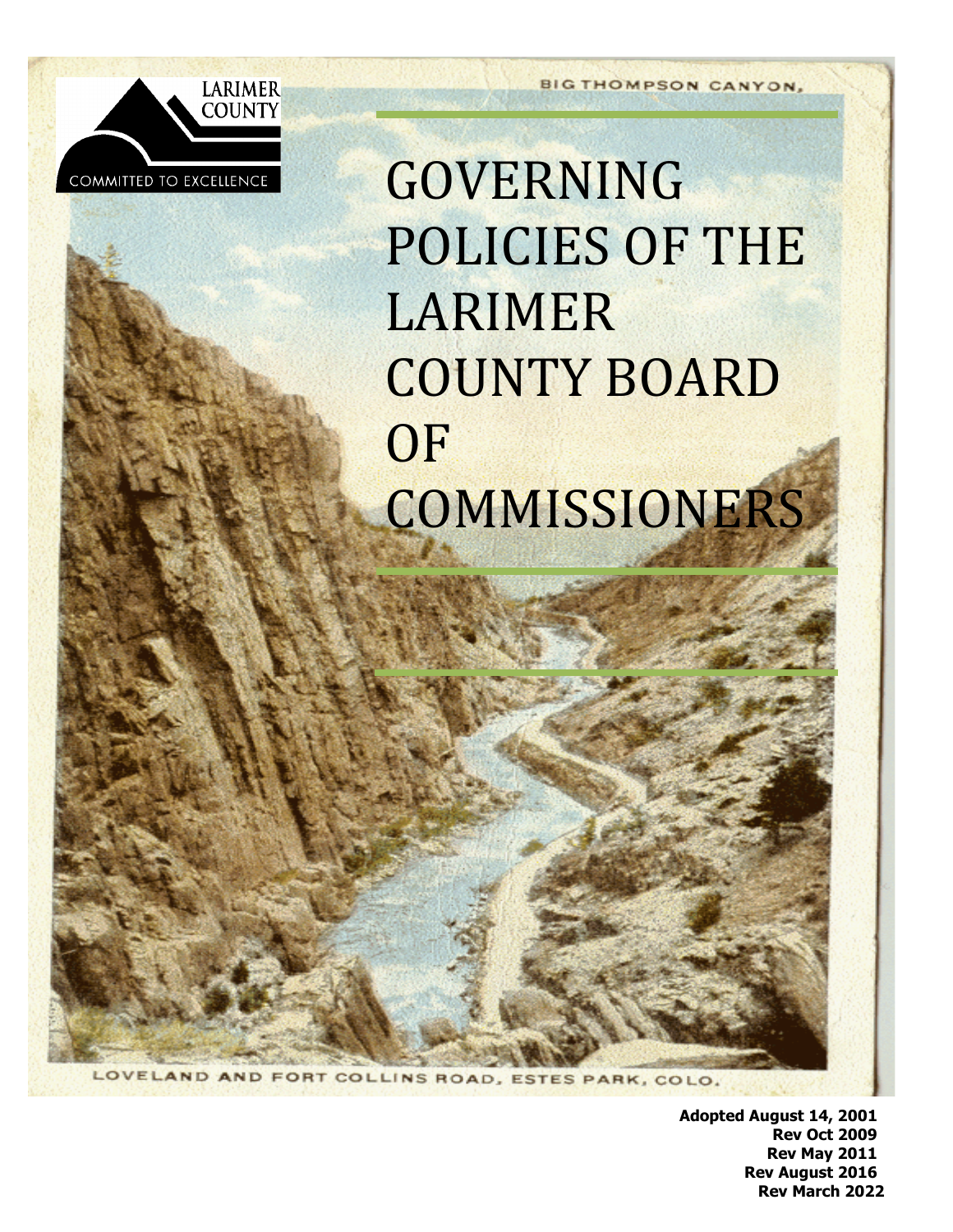LARIMER COUNTY

COMMITTED TO EXCELLENCE

BIG THOMPSON CANYON,

# GOVERNING POLICIES OF THE LARIMER COUNTY BOARD OF COMMISSIONERS

LOVELAND AND FORT COLLINS ROAD, ESTES PARK, COLO.

**Adopted August 14, 2001**
**Rev Oct 2009**
**Rev May 2011**
**Rev August 2016**
**Rev March 2022**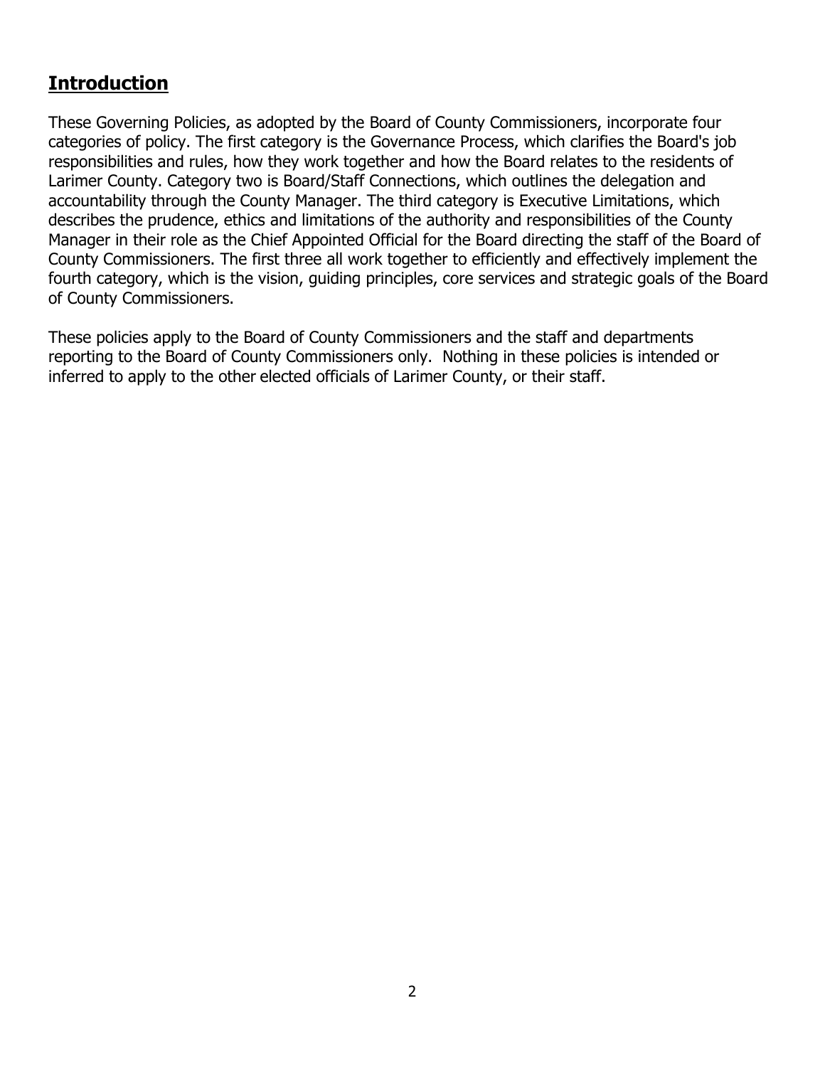## Introduction

These Governing Policies, as adopted by the Board of County Commissioners, incorporate four categories of policy. The first category is the Governance Process, which clarifies the Board's job responsibilities and rules, how they work together and how the Board relates to the residents of Larimer County. Category two is Board/Staff Connections, which outlines the delegation and accountability through the County Manager. The third category is Executive Limitations, which describes the prudence, ethics and limitations of the authority and responsibilities of the County Manager in their role as the Chief Appointed Official for the Board directing the staff of the Board of County Commissioners. The first three all work together to efficiently and effectively implement the fourth category, which is the vision, guiding principles, core services and strategic goals of the Board of County Commissioners.

These policies apply to the Board of County Commissioners and the staff and departments reporting to the Board of County Commissioners only. Nothing in these policies is intended or inferred to apply to the other elected officials of Larimer County, or their staff.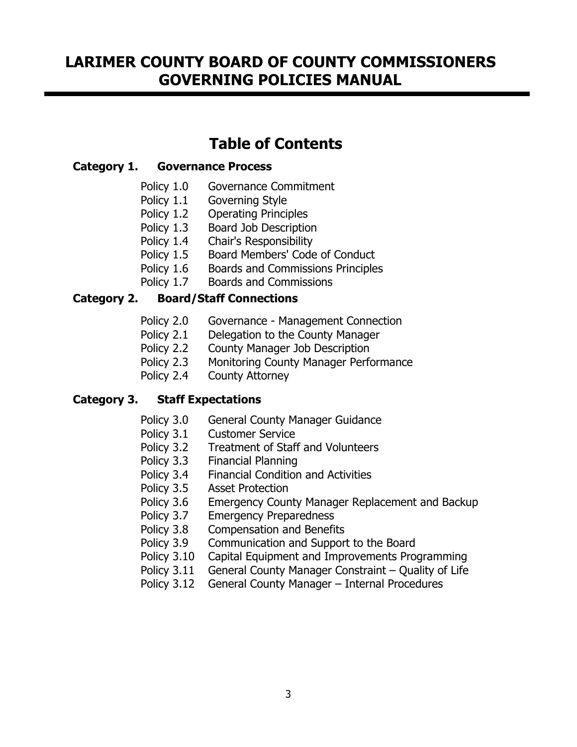# LARIMER COUNTY BOARD OF COUNTY COMMISSIONERS GOVERNING POLICIES MANUAL

## Table of Contents

### Category 1. Governance Process

- Policy 1.0 Governance Commitment
- Policy 1.1 Governing Style
- Policy 1.2 Operating Principles
- Policy 1.3 Board Job Description
- Policy 1.4 Chair's Responsibility
- Policy 1.5 Board Members' Code of Conduct
- Policy 1.6 Boards and Commissions Principles
- Policy 1.7 Boards and Commissions

### Category 2. Board/Staff Connections

- Policy 2.0 Governance - Management Connection
- Policy 2.1 Delegation to the County Manager
- Policy 2.2 County Manager Job Description
- Policy 2.3 Monitoring County Manager Performance
- Policy 2.4 County Attorney

### Category 3. Staff Expectations

- Policy 3.0 General County Manager Guidance
- Policy 3.1 Customer Service
- Policy 3.2 Treatment of Staff and Volunteers
- Policy 3.3 Financial Planning
- Policy 3.4 Financial Condition and Activities
- Policy 3.5 Asset Protection
- Policy 3.6 Emergency County Manager Replacement and Backup
- Policy 3.7 Emergency Preparedness
- Policy 3.8 Compensation and Benefits
- Policy 3.9 Communication and Support to the Board
- Policy 3.10 Capital Equipment and Improvements Programming
- Policy 3.11 General County Manager Constraint – Quality of Life
- Policy 3.12 General County Manager – Internal Procedures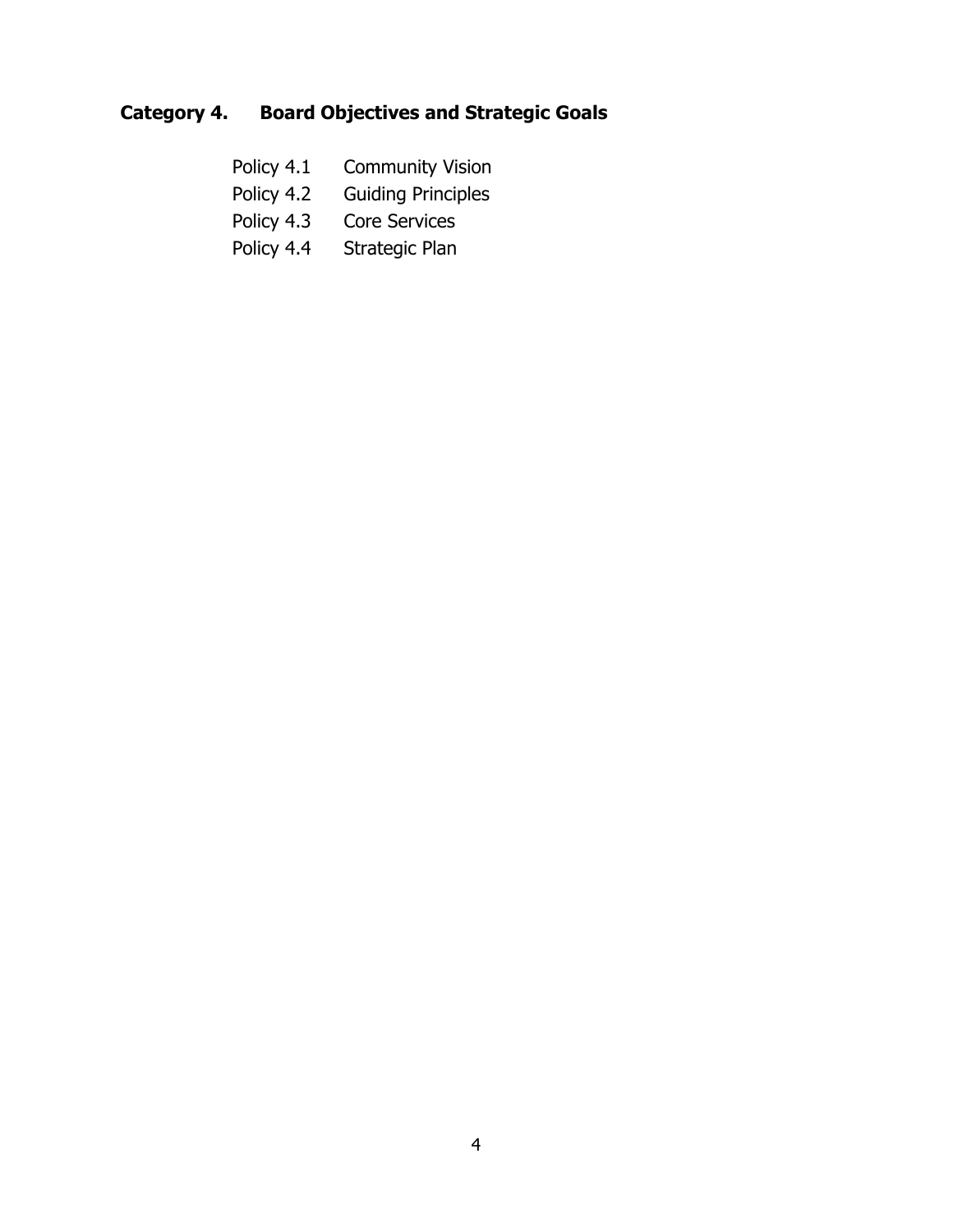## Category 4. Board Objectives and Strategic Goals

Policy 4.1 Community Vision
Policy 4.2 Guiding Principles
Policy 4.3 Core Services
Policy 4.4 Strategic Plan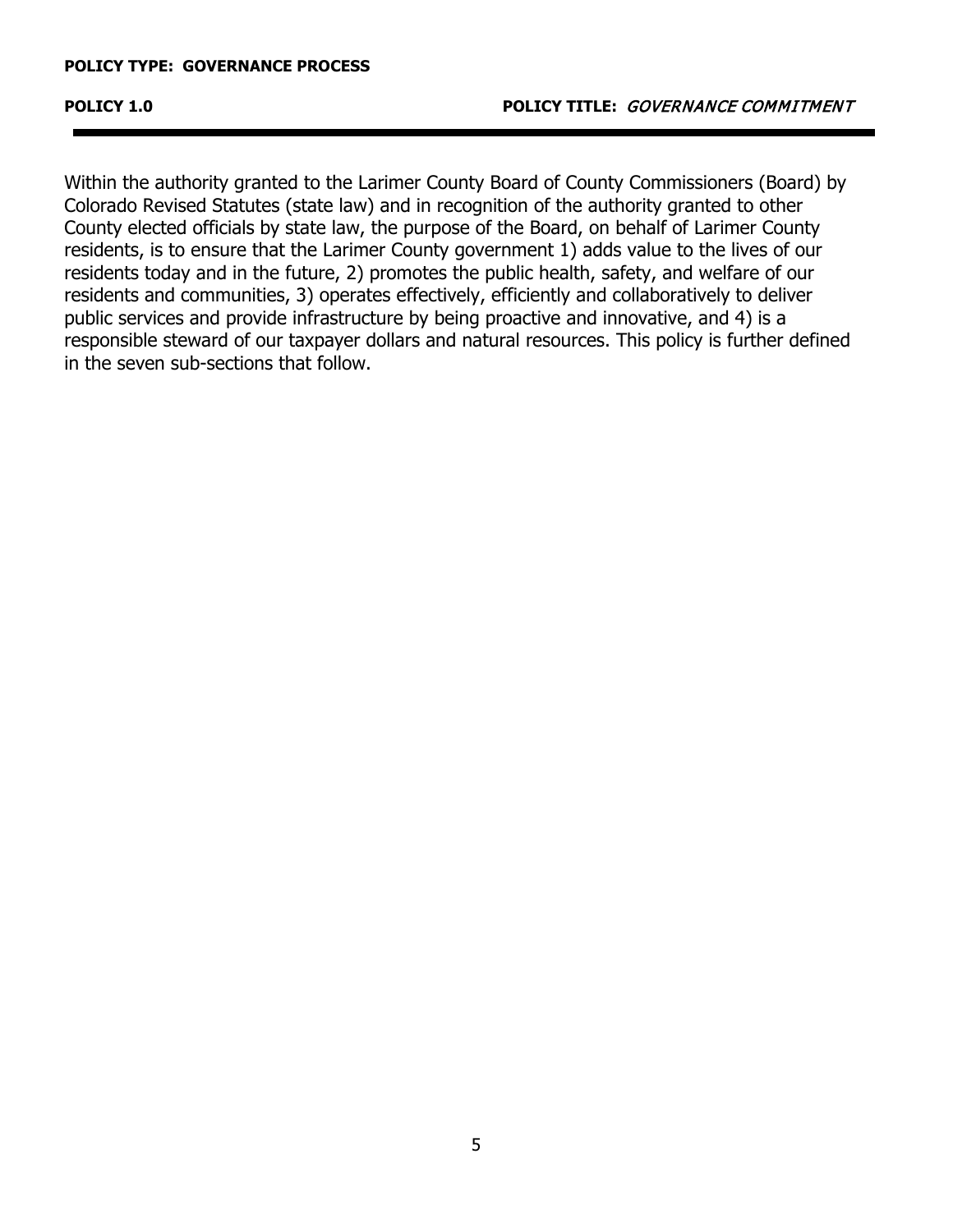**POLICY TYPE: GOVERNANCE PROCESS**

**POLICY 1.0** **POLICY TITLE:** ***GOVERNANCE COMMITMENT***

---

Within the authority granted to the Larimer County Board of County Commissioners (Board) by Colorado Revised Statutes (state law) and in recognition of the authority granted to other County elected officials by state law, the purpose of the Board, on behalf of Larimer County residents, is to ensure that the Larimer County government 1) adds value to the lives of our residents today and in the future, 2) promotes the public health, safety, and welfare of our residents and communities, 3) operates effectively, efficiently and collaboratively to deliver public services and provide infrastructure by being proactive and innovative, and 4) is a responsible steward of our taxpayer dollars and natural resources. This policy is further defined in the seven sub-sections that follow.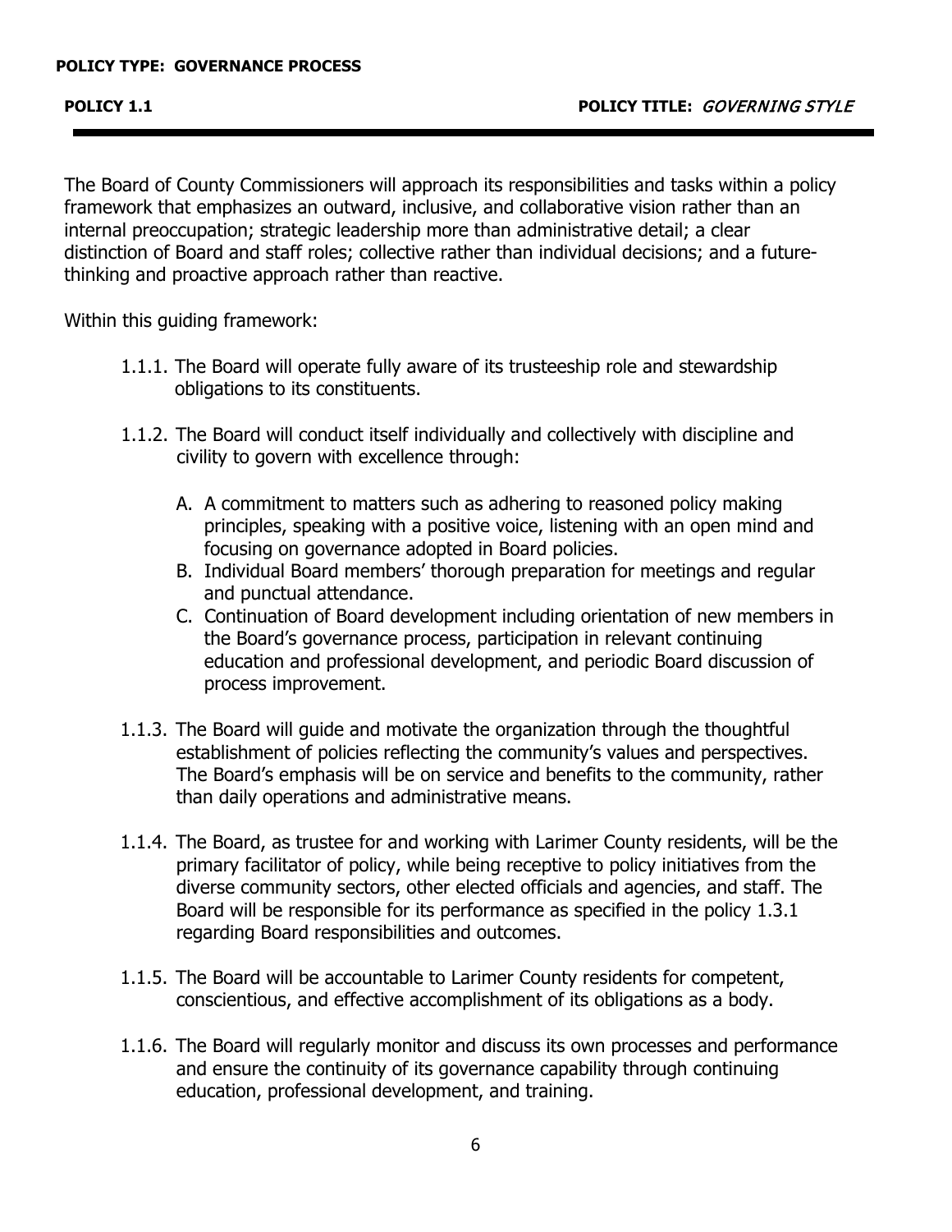**POLICY TYPE: GOVERNANCE PROCESS**

**POLICY 1.1** **POLICY TITLE:** ***GOVERNING STYLE***

---

The Board of County Commissioners will approach its responsibilities and tasks within a policy framework that emphasizes an outward, inclusive, and collaborative vision rather than an internal preoccupation; strategic leadership more than administrative detail; a clear distinction of Board and staff roles; collective rather than individual decisions; and a future-thinking and proactive approach rather than reactive.

Within this guiding framework:

1.1.1. The Board will operate fully aware of its trusteeship role and stewardship obligations to its constituents.

1.1.2. The Board will conduct itself individually and collectively with discipline and civility to govern with excellence through:

A. A commitment to matters such as adhering to reasoned policy making principles, speaking with a positive voice, listening with an open mind and focusing on governance adopted in Board policies.
B. Individual Board members' thorough preparation for meetings and regular and punctual attendance.
C. Continuation of Board development including orientation of new members in the Board's governance process, participation in relevant continuing education and professional development, and periodic Board discussion of process improvement.

1.1.3. The Board will guide and motivate the organization through the thoughtful establishment of policies reflecting the community's values and perspectives. The Board's emphasis will be on service and benefits to the community, rather than daily operations and administrative means.

1.1.4. The Board, as trustee for and working with Larimer County residents, will be the primary facilitator of policy, while being receptive to policy initiatives from the diverse community sectors, other elected officials and agencies, and staff. The Board will be responsible for its performance as specified in the policy 1.3.1 regarding Board responsibilities and outcomes.

1.1.5. The Board will be accountable to Larimer County residents for competent, conscientious, and effective accomplishment of its obligations as a body.

1.1.6. The Board will regularly monitor and discuss its own processes and performance and ensure the continuity of its governance capability through continuing education, professional development, and training.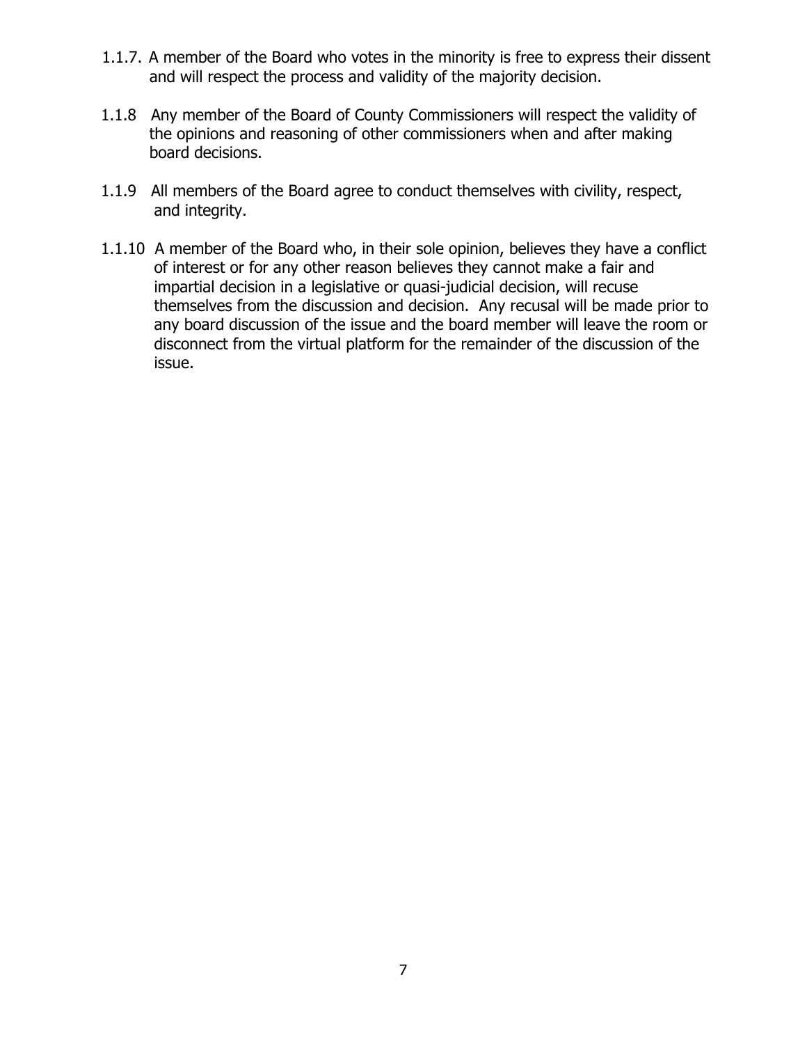1.1.7. A member of the Board who votes in the minority is free to express their dissent and will respect the process and validity of the majority decision.

1.1.8 Any member of the Board of County Commissioners will respect the validity of the opinions and reasoning of other commissioners when and after making board decisions.

1.1.9 All members of the Board agree to conduct themselves with civility, respect, and integrity.

1.1.10 A member of the Board who, in their sole opinion, believes they have a conflict of interest or for any other reason believes they cannot make a fair and impartial decision in a legislative or quasi-judicial decision, will recuse themselves from the discussion and decision. Any recusal will be made prior to any board discussion of the issue and the board member will leave the room or disconnect from the virtual platform for the remainder of the discussion of the issue.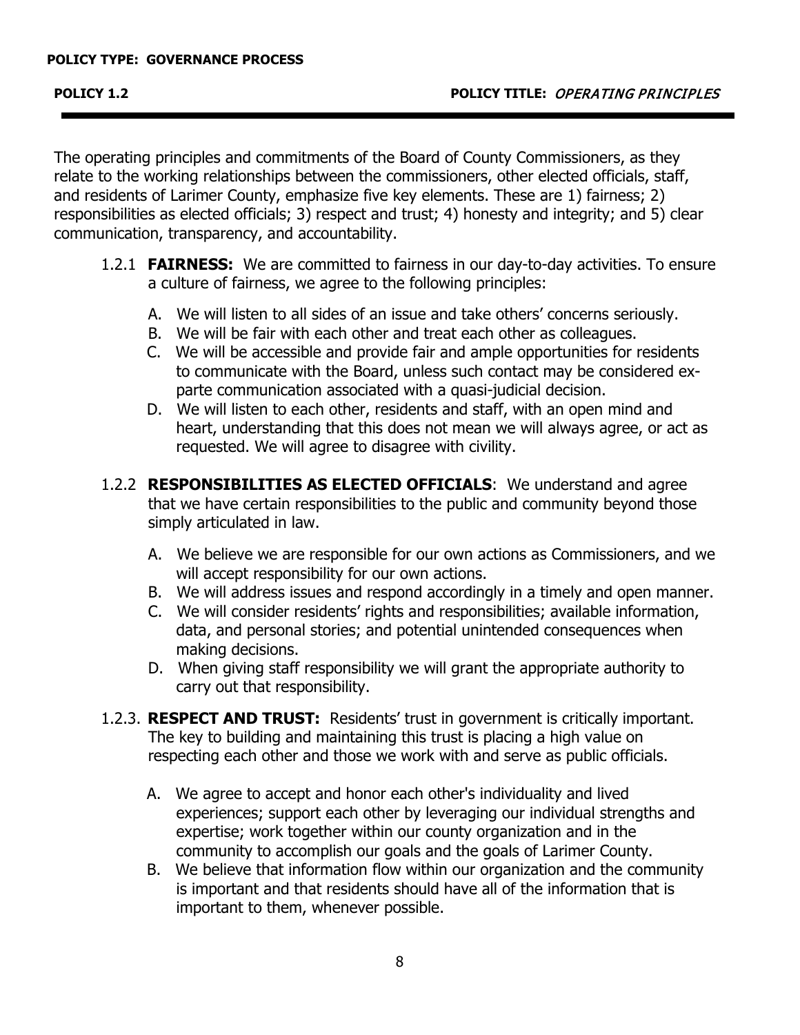**POLICY TYPE: GOVERNANCE PROCESS**

**POLICY 1.2** **POLICY TITLE:** ***OPERATING PRINCIPLES***

---

The operating principles and commitments of the Board of County Commissioners, as they relate to the working relationships between the commissioners, other elected officials, staff, and residents of Larimer County, emphasize five key elements. These are 1) fairness; 2) responsibilities as elected officials; 3) respect and trust; 4) honesty and integrity; and 5) clear communication, transparency, and accountability.

1.2.1 **FAIRNESS:** We are committed to fairness in our day-to-day activities. To ensure a culture of fairness, we agree to the following principles:

A. We will listen to all sides of an issue and take others' concerns seriously.
B. We will be fair with each other and treat each other as colleagues.
C. We will be accessible and provide fair and ample opportunities for residents to communicate with the Board, unless such contact may be considered ex-parte communication associated with a quasi-judicial decision.
D. We will listen to each other, residents and staff, with an open mind and heart, understanding that this does not mean we will always agree, or act as requested. We will agree to disagree with civility.

1.2.2 **RESPONSIBILITIES AS ELECTED OFFICIALS**: We understand and agree that we have certain responsibilities to the public and community beyond those simply articulated in law.

A. We believe we are responsible for our own actions as Commissioners, and we will accept responsibility for our own actions.
B. We will address issues and respond accordingly in a timely and open manner.
C. We will consider residents' rights and responsibilities; available information, data, and personal stories; and potential unintended consequences when making decisions.
D. When giving staff responsibility we will grant the appropriate authority to carry out that responsibility.

1.2.3. **RESPECT AND TRUST:** Residents' trust in government is critically important. The key to building and maintaining this trust is placing a high value on respecting each other and those we work with and serve as public officials.

A. We agree to accept and honor each other's individuality and lived experiences; support each other by leveraging our individual strengths and expertise; work together within our county organization and in the community to accomplish our goals and the goals of Larimer County.
B. We believe that information flow within our organization and the community is important and that residents should have all of the information that is important to them, whenever possible.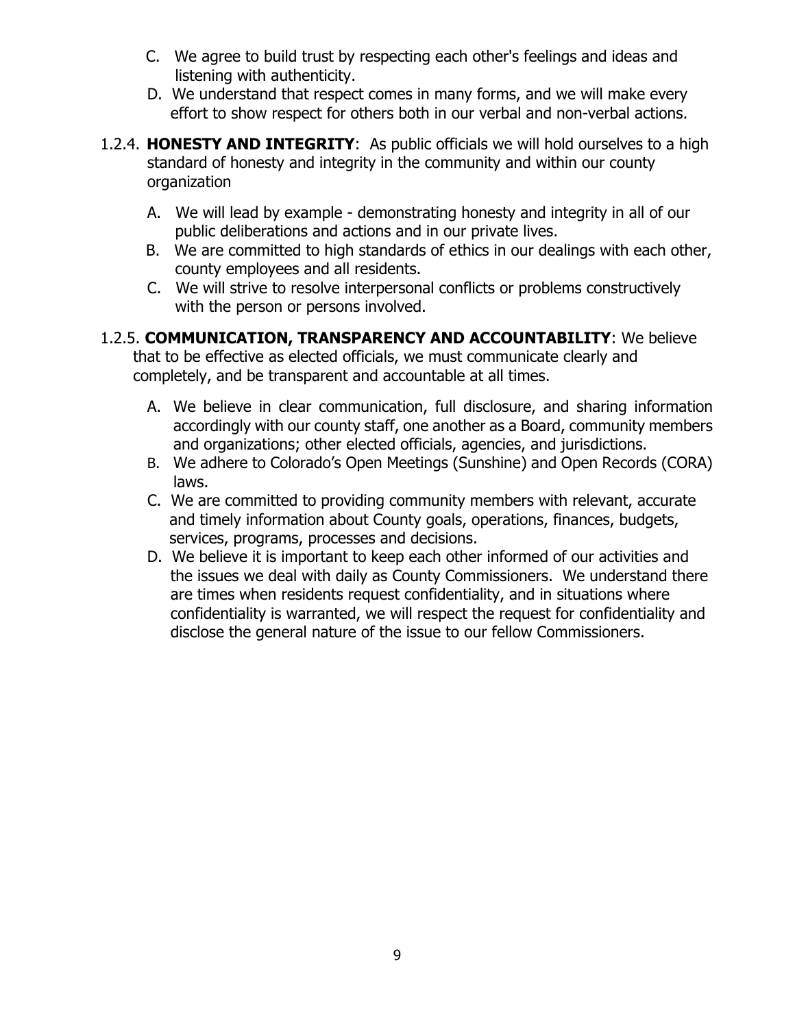C. We agree to build trust by respecting each other's feelings and ideas and listening with authenticity.

D. We understand that respect comes in many forms, and we will make every effort to show respect for others both in our verbal and non-verbal actions.

1.2.4. **HONESTY AND INTEGRITY**: As public officials we will hold ourselves to a high standard of honesty and integrity in the community and within our county organization

A. We will lead by example - demonstrating honesty and integrity in all of our public deliberations and actions and in our private lives.

B. We are committed to high standards of ethics in our dealings with each other, county employees and all residents.

C. We will strive to resolve interpersonal conflicts or problems constructively with the person or persons involved.

1.2.5. **COMMUNICATION, TRANSPARENCY AND ACCOUNTABILITY**: We believe that to be effective as elected officials, we must communicate clearly and completely, and be transparent and accountable at all times.

A. We believe in clear communication, full disclosure, and sharing information accordingly with our county staff, one another as a Board, community members and organizations; other elected officials, agencies, and jurisdictions.

B. We adhere to Colorado's Open Meetings (Sunshine) and Open Records (CORA) laws.

C. We are committed to providing community members with relevant, accurate and timely information about County goals, operations, finances, budgets, services, programs, processes and decisions.

D. We believe it is important to keep each other informed of our activities and the issues we deal with daily as County Commissioners. We understand there are times when residents request confidentiality, and in situations where confidentiality is warranted, we will respect the request for confidentiality and disclose the general nature of the issue to our fellow Commissioners.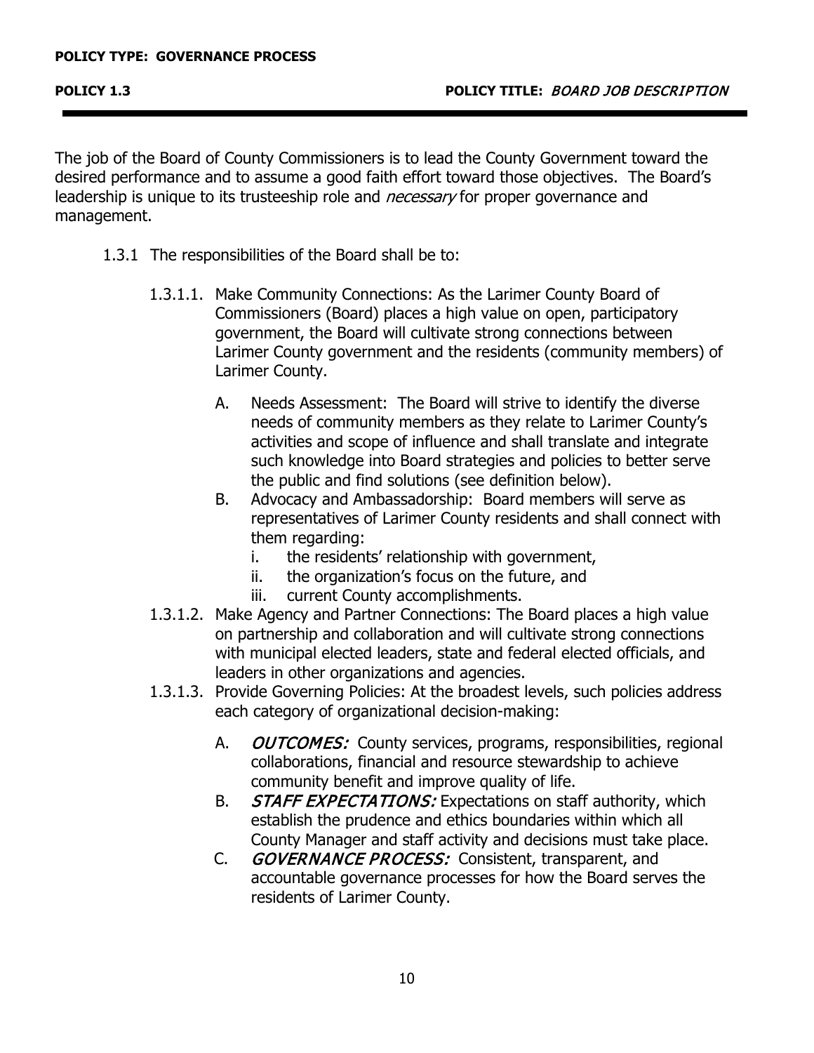**POLICY TYPE: GOVERNANCE PROCESS**

**POLICY 1.3** **POLICY TITLE:** ***BOARD JOB DESCRIPTION***

---

The job of the Board of County Commissioners is to lead the County Government toward the desired performance and to assume a good faith effort toward those objectives. The Board's leadership is unique to its trusteeship role and *necessary* for proper governance and management.

1.3.1 The responsibilities of the Board shall be to:

1.3.1.1. Make Community Connections: As the Larimer County Board of Commissioners (Board) places a high value on open, participatory government, the Board will cultivate strong connections between Larimer County government and the residents (community members) of Larimer County.

A. Needs Assessment: The Board will strive to identify the diverse needs of community members as they relate to Larimer County's activities and scope of influence and shall translate and integrate such knowledge into Board strategies and policies to better serve the public and find solutions (see definition below).

B. Advocacy and Ambassadorship: Board members will serve as representatives of Larimer County residents and shall connect with them regarding:

i. the residents' relationship with government,

ii. the organization's focus on the future, and

iii. current County accomplishments.

1.3.1.2. Make Agency and Partner Connections: The Board places a high value on partnership and collaboration and will cultivate strong connections with municipal elected leaders, state and federal elected officials, and leaders in other organizations and agencies.

1.3.1.3. Provide Governing Policies: At the broadest levels, such policies address each category of organizational decision-making:

A. *OUTCOMES:* County services, programs, responsibilities, regional collaborations, financial and resource stewardship to achieve community benefit and improve quality of life.

B. *STAFF EXPECTATIONS:* Expectations on staff authority, which establish the prudence and ethics boundaries within which all County Manager and staff activity and decisions must take place.

C. *GOVERNANCE PROCESS:* Consistent, transparent, and accountable governance processes for how the Board serves the residents of Larimer County.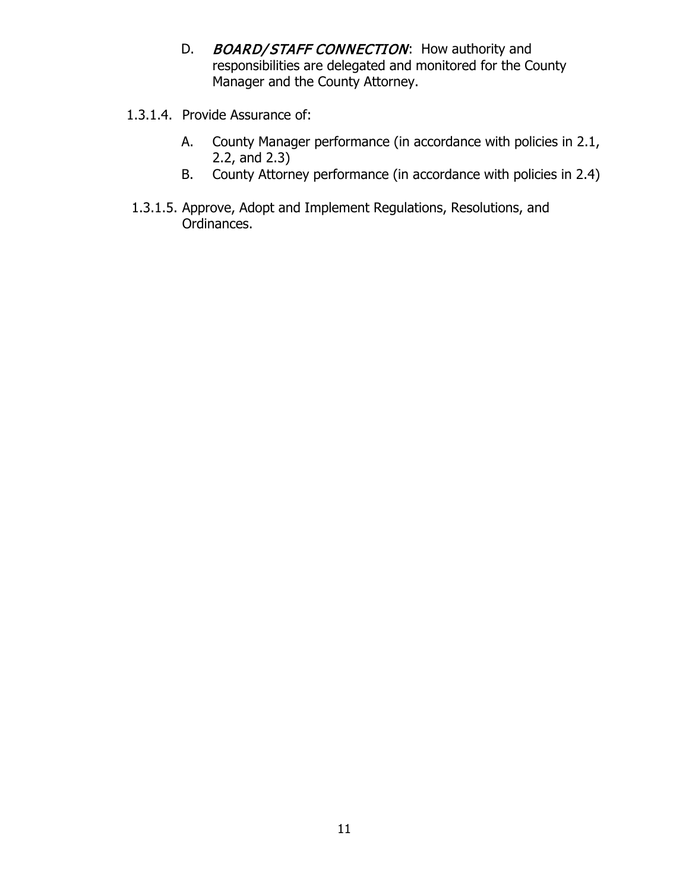D. ***BOARD/STAFF CONNECTION***: How authority and responsibilities are delegated and monitored for the County Manager and the County Attorney.

1.3.1.4. Provide Assurance of:

A. County Manager performance (in accordance with policies in 2.1, 2.2, and 2.3)
B. County Attorney performance (in accordance with policies in 2.4)

1.3.1.5. Approve, Adopt and Implement Regulations, Resolutions, and Ordinances.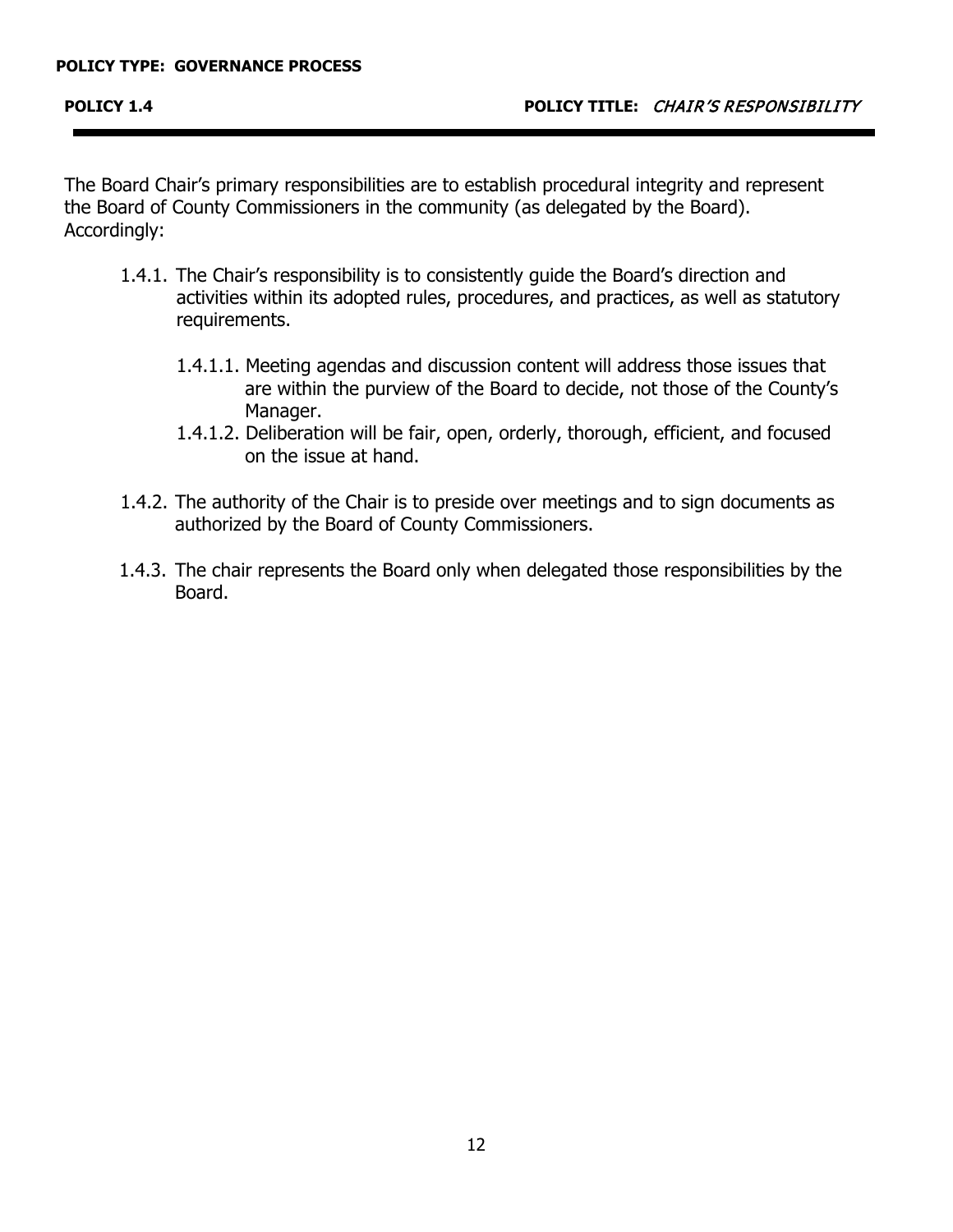**POLICY TYPE: GOVERNANCE PROCESS**

**POLICY 1.4** **POLICY TITLE:** ***CHAIR'S RESPONSIBILITY***

---

The Board Chair's primary responsibilities are to establish procedural integrity and represent the Board of County Commissioners in the community (as delegated by the Board). Accordingly:

- 1.4.1. The Chair's responsibility is to consistently guide the Board's direction and activities within its adopted rules, procedures, and practices, as well as statutory requirements.
  - 1.4.1.1. Meeting agendas and discussion content will address those issues that are within the purview of the Board to decide, not those of the County's Manager.
  - 1.4.1.2. Deliberation will be fair, open, orderly, thorough, efficient, and focused on the issue at hand.
- 1.4.2. The authority of the Chair is to preside over meetings and to sign documents as authorized by the Board of County Commissioners.
- 1.4.3. The chair represents the Board only when delegated those responsibilities by the Board.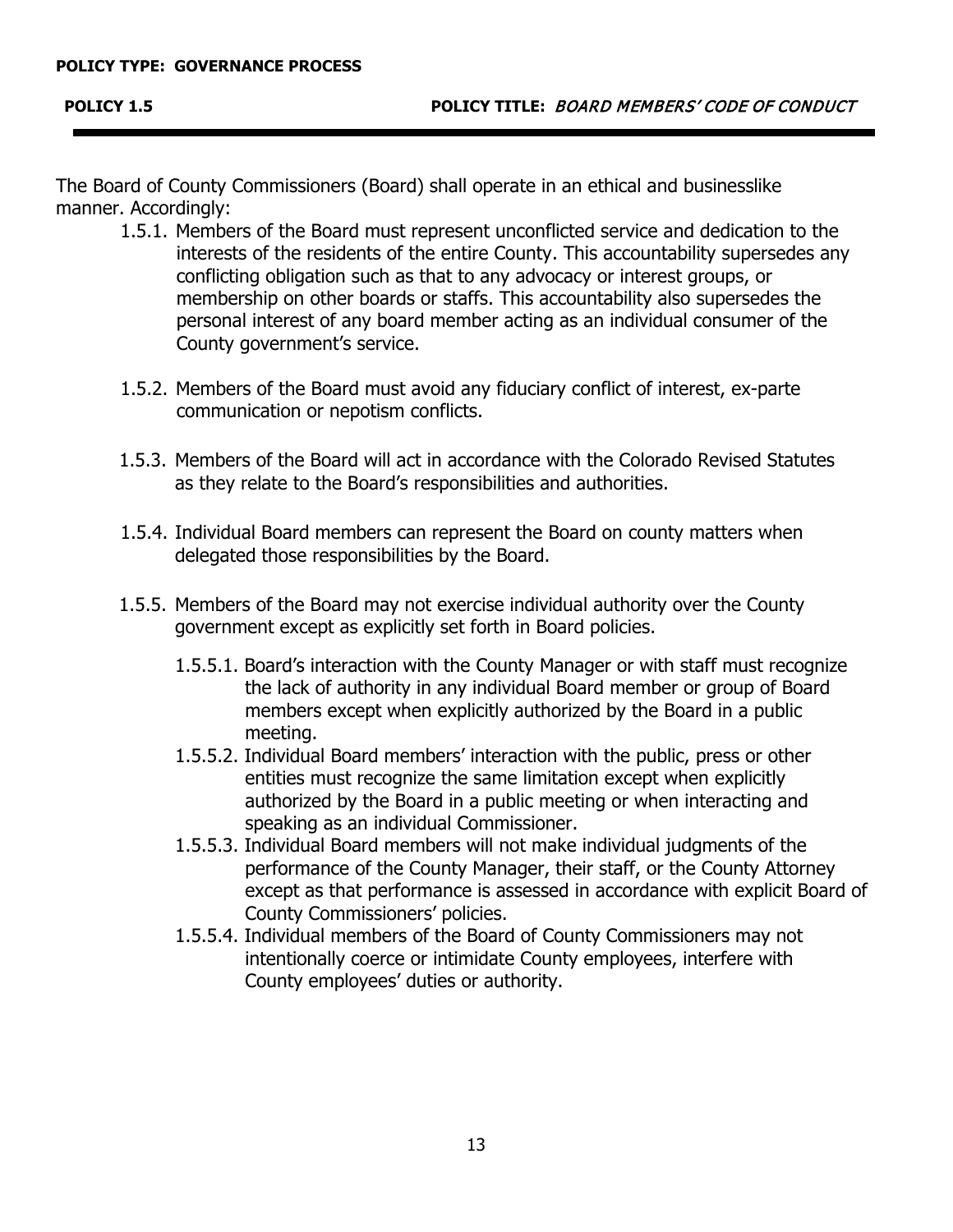**POLICY TYPE: GOVERNANCE PROCESS**

**POLICY 1.5** **POLICY TITLE:** ***BOARD MEMBERS' CODE OF CONDUCT***

---

The Board of County Commissioners (Board) shall operate in an ethical and businesslike manner. Accordingly:

1.5.1. Members of the Board must represent unconflicted service and dedication to the interests of the residents of the entire County. This accountability supersedes any conflicting obligation such as that to any advocacy or interest groups, or membership on other boards or staffs. This accountability also supersedes the personal interest of any board member acting as an individual consumer of the County government's service.

1.5.2. Members of the Board must avoid any fiduciary conflict of interest, ex-parte communication or nepotism conflicts.

1.5.3. Members of the Board will act in accordance with the Colorado Revised Statutes as they relate to the Board's responsibilities and authorities.

1.5.4. Individual Board members can represent the Board on county matters when delegated those responsibilities by the Board.

1.5.5. Members of the Board may not exercise individual authority over the County government except as explicitly set forth in Board policies.

- 1.5.5.1. Board's interaction with the County Manager or with staff must recognize the lack of authority in any individual Board member or group of Board members except when explicitly authorized by the Board in a public meeting.
- 1.5.5.2. Individual Board members' interaction with the public, press or other entities must recognize the same limitation except when explicitly authorized by the Board in a public meeting or when interacting and speaking as an individual Commissioner.
- 1.5.5.3. Individual Board members will not make individual judgments of the performance of the County Manager, their staff, or the County Attorney except as that performance is assessed in accordance with explicit Board of County Commissioners' policies.
- 1.5.5.4. Individual members of the Board of County Commissioners may not intentionally coerce or intimidate County employees, interfere with County employees' duties or authority.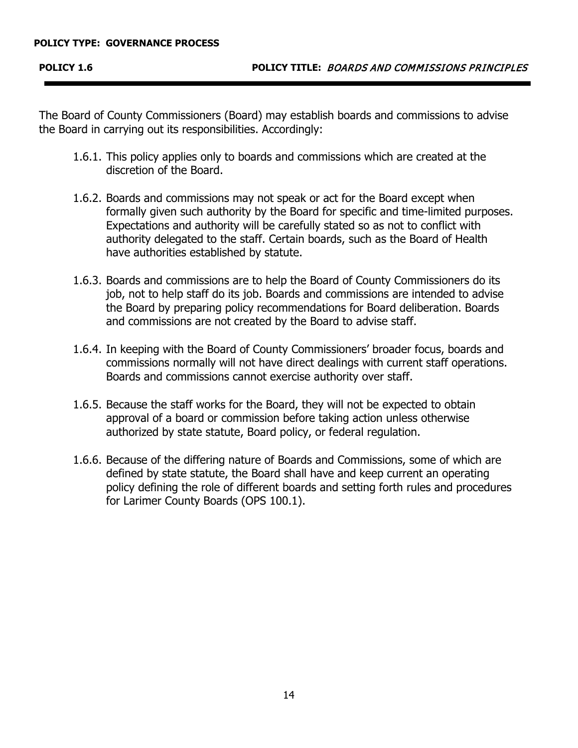**POLICY TYPE: GOVERNANCE PROCESS**

**POLICY 1.6** **POLICY TITLE:** ***BOARDS AND COMMISSIONS PRINCIPLES***

---

The Board of County Commissioners (Board) may establish boards and commissions to advise the Board in carrying out its responsibilities. Accordingly:

1.6.1. This policy applies only to boards and commissions which are created at the discretion of the Board.

1.6.2. Boards and commissions may not speak or act for the Board except when formally given such authority by the Board for specific and time-limited purposes. Expectations and authority will be carefully stated so as not to conflict with authority delegated to the staff. Certain boards, such as the Board of Health have authorities established by statute.

1.6.3. Boards and commissions are to help the Board of County Commissioners do its job, not to help staff do its job. Boards and commissions are intended to advise the Board by preparing policy recommendations for Board deliberation. Boards and commissions are not created by the Board to advise staff.

1.6.4. In keeping with the Board of County Commissioners' broader focus, boards and commissions normally will not have direct dealings with current staff operations. Boards and commissions cannot exercise authority over staff.

1.6.5. Because the staff works for the Board, they will not be expected to obtain approval of a board or commission before taking action unless otherwise authorized by state statute, Board policy, or federal regulation.

1.6.6. Because of the differing nature of Boards and Commissions, some of which are defined by state statute, the Board shall have and keep current an operating policy defining the role of different boards and setting forth rules and procedures for Larimer County Boards (OPS 100.1).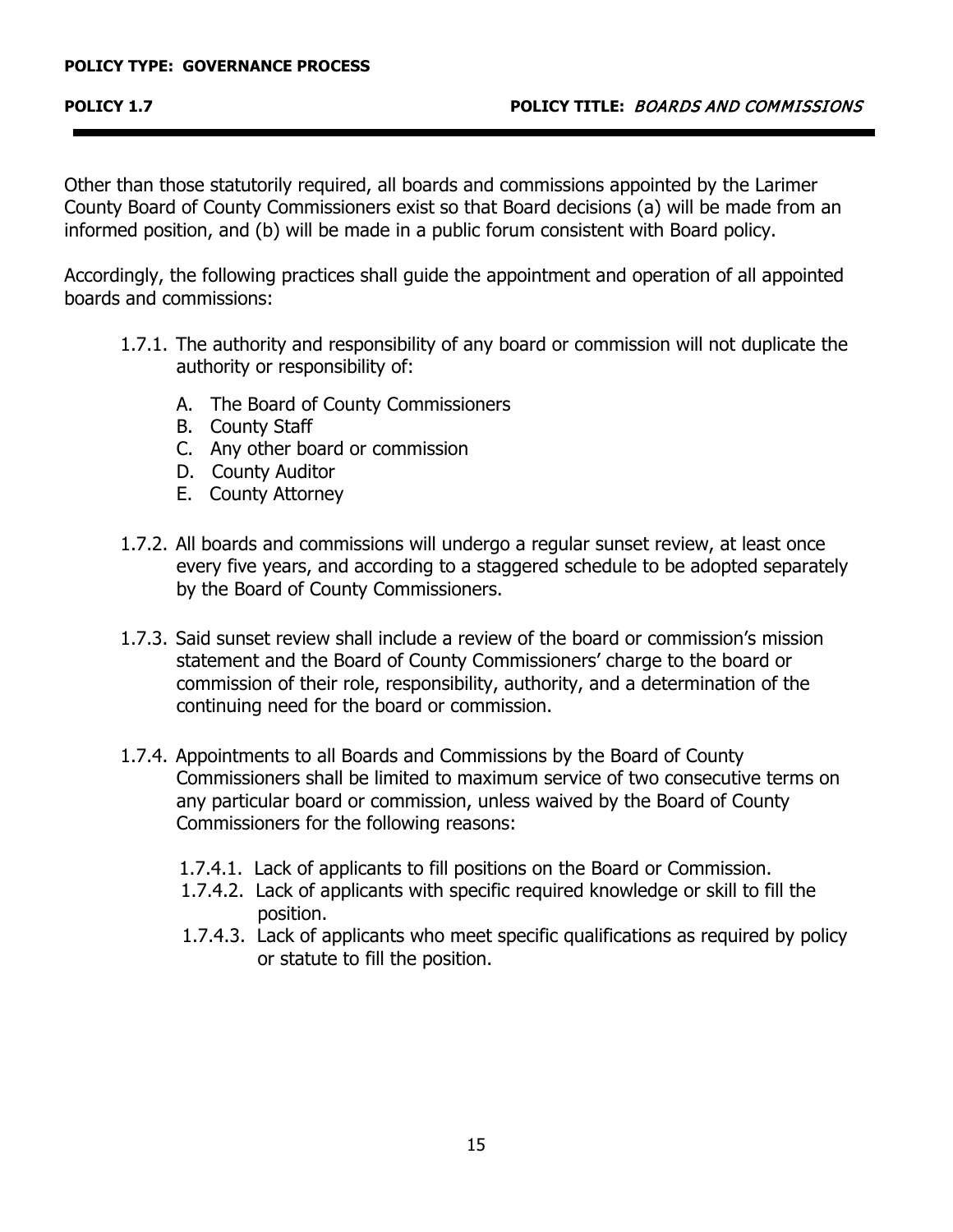**POLICY TYPE: GOVERNANCE PROCESS**

**POLICY 1.7** **POLICY TITLE:** ***BOARDS AND COMMISSIONS***

---

Other than those statutorily required, all boards and commissions appointed by the Larimer County Board of County Commissioners exist so that Board decisions (a) will be made from an informed position, and (b) will be made in a public forum consistent with Board policy.

Accordingly, the following practices shall guide the appointment and operation of all appointed boards and commissions:

1.7.1. The authority and responsibility of any board or commission will not duplicate the authority or responsibility of:

   A. The Board of County Commissioners
   B. County Staff
   C. Any other board or commission
   D. County Auditor
   E. County Attorney

1.7.2. All boards and commissions will undergo a regular sunset review, at least once every five years, and according to a staggered schedule to be adopted separately by the Board of County Commissioners.

1.7.3. Said sunset review shall include a review of the board or commission's mission statement and the Board of County Commissioners' charge to the board or commission of their role, responsibility, authority, and a determination of the continuing need for the board or commission.

1.7.4. Appointments to all Boards and Commissions by the Board of County Commissioners shall be limited to maximum service of two consecutive terms on any particular board or commission, unless waived by the Board of County Commissioners for the following reasons:

   1.7.4.1. Lack of applicants to fill positions on the Board or Commission.
   1.7.4.2. Lack of applicants with specific required knowledge or skill to fill the position.
   1.7.4.3. Lack of applicants who meet specific qualifications as required by policy or statute to fill the position.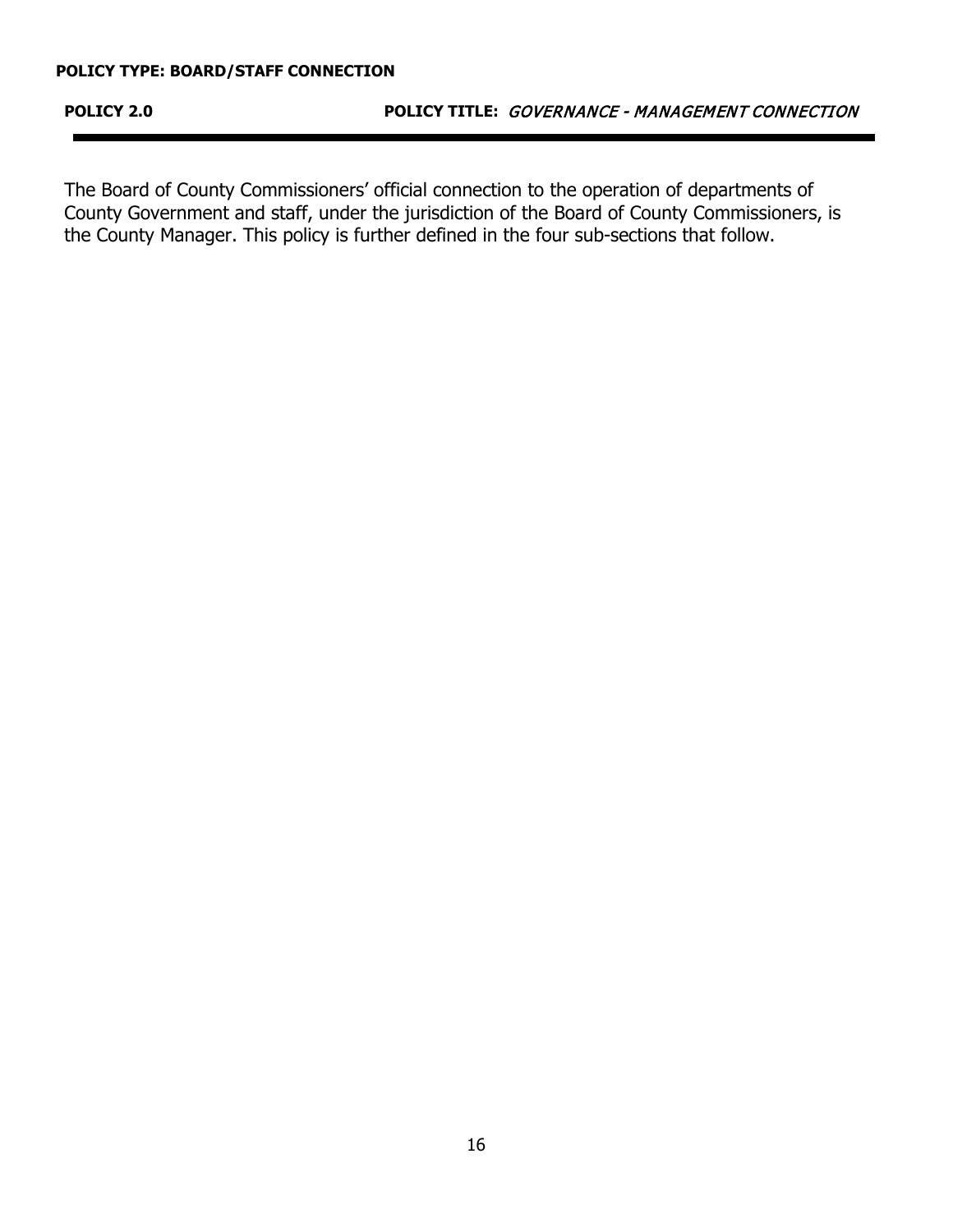**POLICY TYPE: BOARD/STAFF CONNECTION**

**POLICY 2.0** **POLICY TITLE:** ***GOVERNANCE - MANAGEMENT CONNECTION***

---

The Board of County Commissioners' official connection to the operation of departments of County Government and staff, under the jurisdiction of the Board of County Commissioners, is the County Manager. This policy is further defined in the four sub-sections that follow.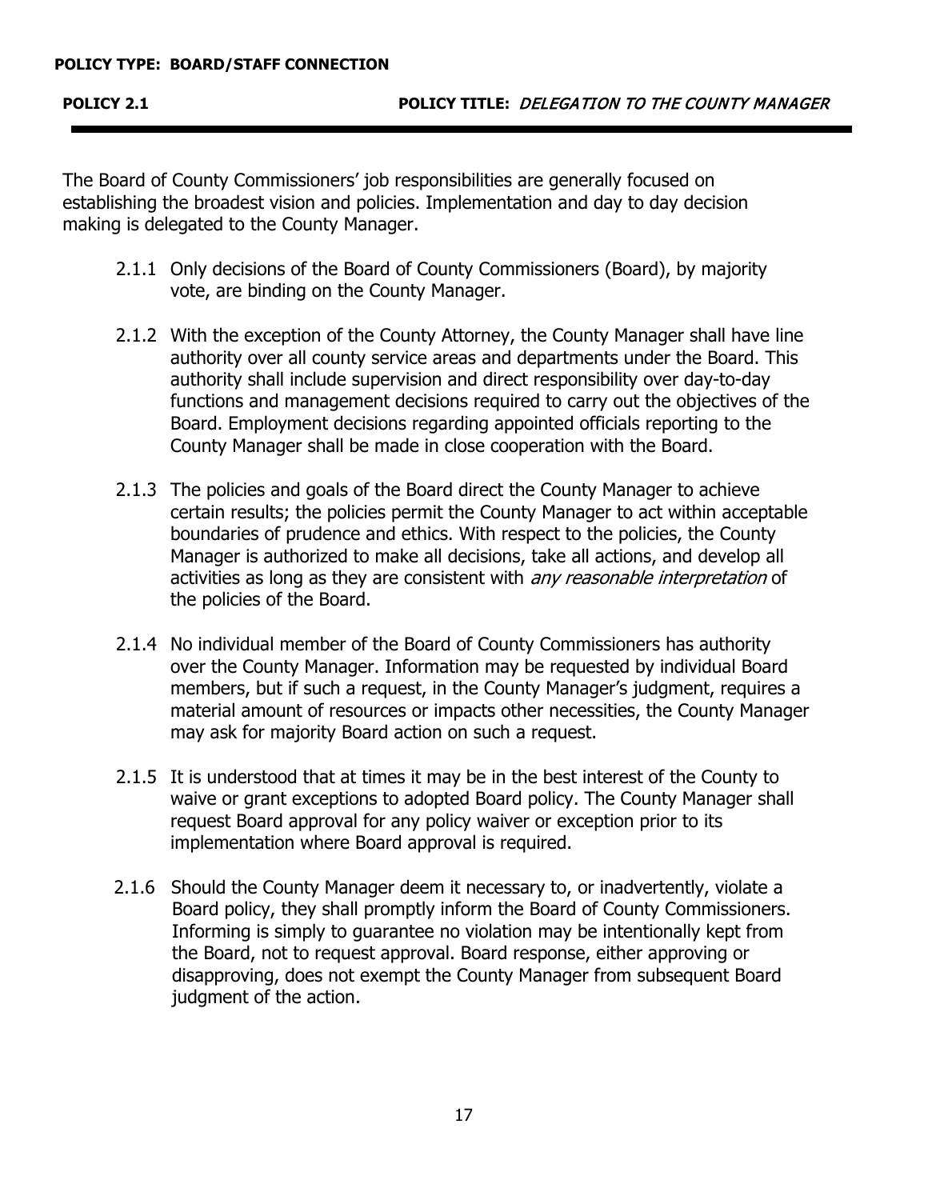**POLICY TYPE: BOARD/STAFF CONNECTION**

**POLICY 2.1** **POLICY TITLE:** ***DELEGATION TO THE COUNTY MANAGER***

---

The Board of County Commissioners' job responsibilities are generally focused on establishing the broadest vision and policies. Implementation and day to day decision making is delegated to the County Manager.

2.1.1 Only decisions of the Board of County Commissioners (Board), by majority vote, are binding on the County Manager.

2.1.2 With the exception of the County Attorney, the County Manager shall have line authority over all county service areas and departments under the Board. This authority shall include supervision and direct responsibility over day-to-day functions and management decisions required to carry out the objectives of the Board. Employment decisions regarding appointed officials reporting to the County Manager shall be made in close cooperation with the Board.

2.1.3 The policies and goals of the Board direct the County Manager to achieve certain results; the policies permit the County Manager to act within acceptable boundaries of prudence and ethics. With respect to the policies, the County Manager is authorized to make all decisions, take all actions, and develop all activities as long as they are consistent with *any reasonable interpretation* of the policies of the Board.

2.1.4 No individual member of the Board of County Commissioners has authority over the County Manager. Information may be requested by individual Board members, but if such a request, in the County Manager's judgment, requires a material amount of resources or impacts other necessities, the County Manager may ask for majority Board action on such a request.

2.1.5 It is understood that at times it may be in the best interest of the County to waive or grant exceptions to adopted Board policy. The County Manager shall request Board approval for any policy waiver or exception prior to its implementation where Board approval is required.

2.1.6 Should the County Manager deem it necessary to, or inadvertently, violate a Board policy, they shall promptly inform the Board of County Commissioners. Informing is simply to guarantee no violation may be intentionally kept from the Board, not to request approval. Board response, either approving or disapproving, does not exempt the County Manager from subsequent Board judgment of the action.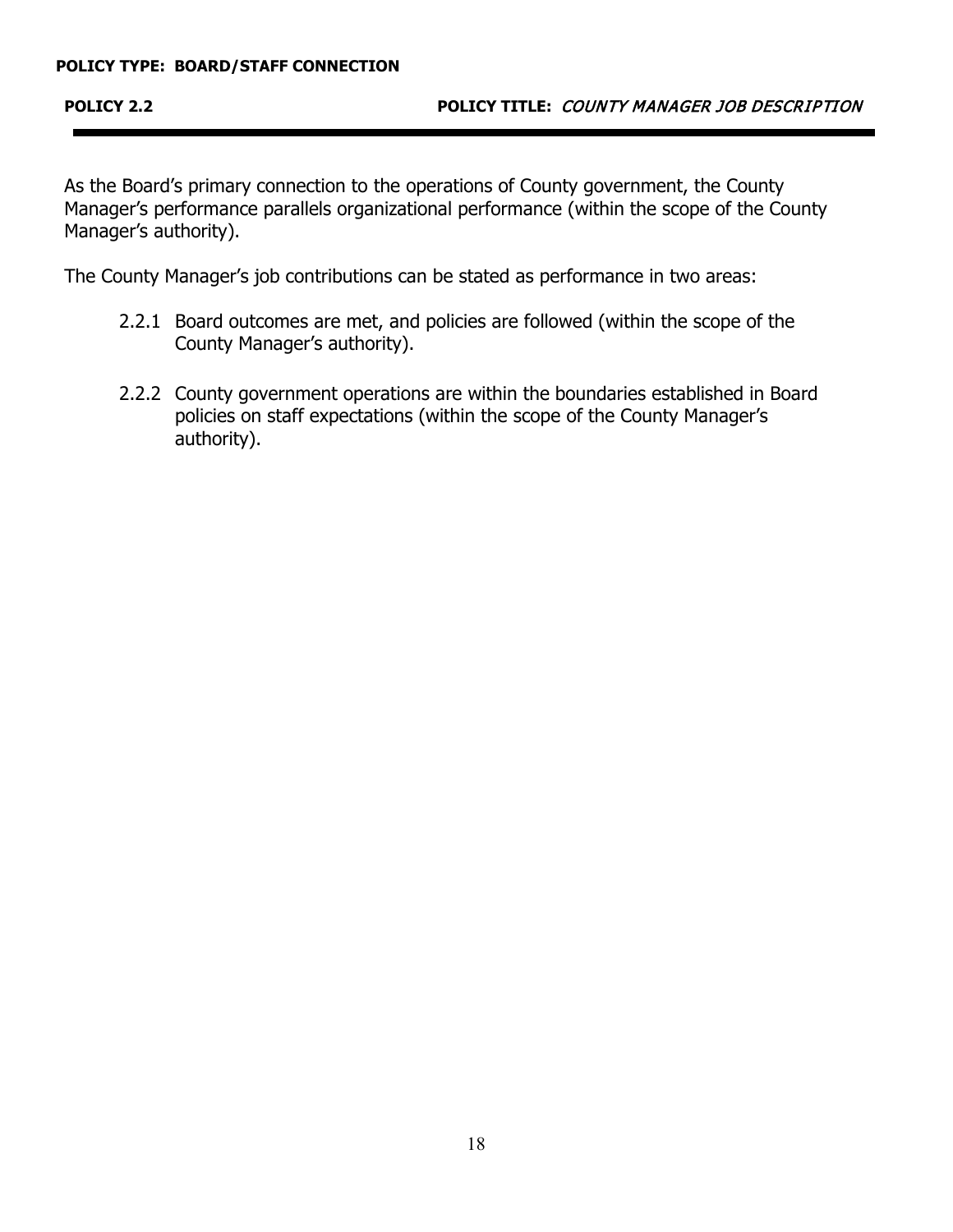**POLICY TYPE: BOARD/STAFF CONNECTION**

**POLICY 2.2** **POLICY TITLE:** ***COUNTY MANAGER JOB DESCRIPTION***

---

As the Board's primary connection to the operations of County government, the County Manager's performance parallels organizational performance (within the scope of the County Manager's authority).

The County Manager's job contributions can be stated as performance in two areas:

2.2.1 Board outcomes are met, and policies are followed (within the scope of the County Manager's authority).

2.2.2 County government operations are within the boundaries established in Board policies on staff expectations (within the scope of the County Manager's authority).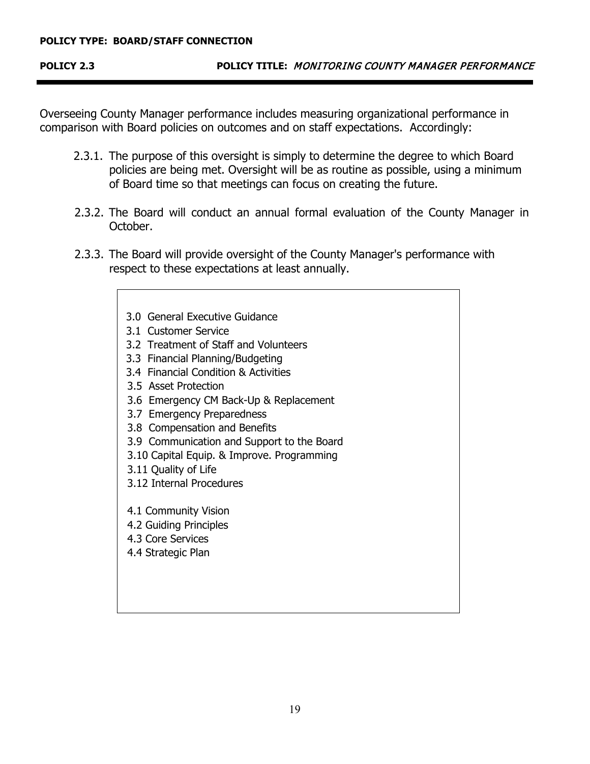**POLICY TYPE: BOARD/STAFF CONNECTION**

**POLICY 2.3** **POLICY TITLE:** ***MONITORING COUNTY MANAGER PERFORMANCE***

---

Overseeing County Manager performance includes measuring organizational performance in comparison with Board policies on outcomes and on staff expectations. Accordingly:

2.3.1. The purpose of this oversight is simply to determine the degree to which Board policies are being met. Oversight will be as routine as possible, using a minimum of Board time so that meetings can focus on creating the future.

2.3.2. The Board will conduct an annual formal evaluation of the County Manager in October.

2.3.3. The Board will provide oversight of the County Manager's performance with respect to these expectations at least annually.

3.0 General Executive Guidance
3.1 Customer Service
3.2 Treatment of Staff and Volunteers
3.3 Financial Planning/Budgeting
3.4 Financial Condition & Activities
3.5 Asset Protection
3.6 Emergency CM Back-Up & Replacement
3.7 Emergency Preparedness
3.8 Compensation and Benefits
3.9 Communication and Support to the Board
3.10 Capital Equip. & Improve. Programming
3.11 Quality of Life
3.12 Internal Procedures

4.1 Community Vision
4.2 Guiding Principles
4.3 Core Services
4.4 Strategic Plan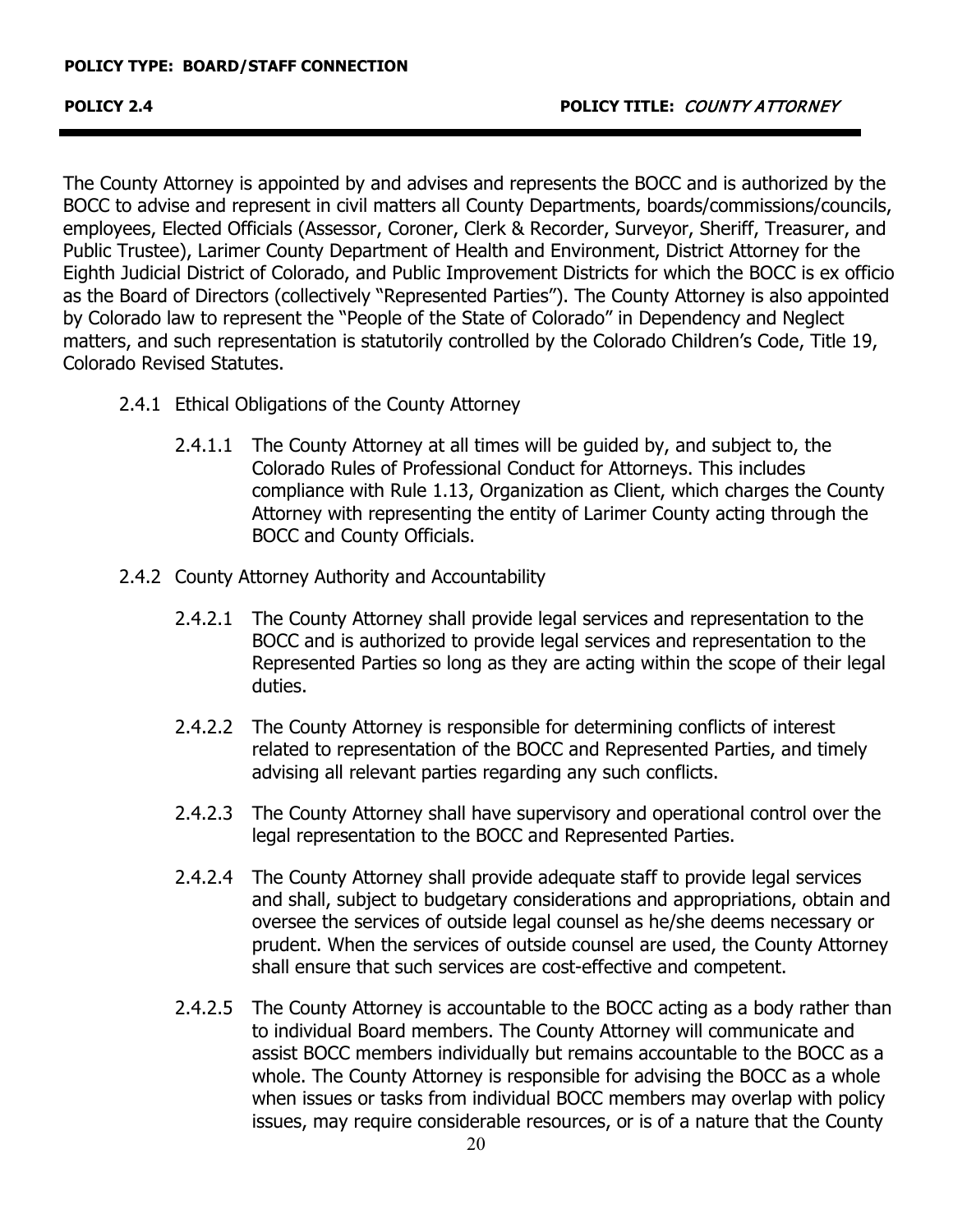**POLICY TYPE: BOARD/STAFF CONNECTION**

**POLICY 2.4** **POLICY TITLE:** ***COUNTY ATTORNEY***

The County Attorney is appointed by and advises and represents the BOCC and is authorized by the BOCC to advise and represent in civil matters all County Departments, boards/commissions/councils, employees, Elected Officials (Assessor, Coroner, Clerk & Recorder, Surveyor, Sheriff, Treasurer, and Public Trustee), Larimer County Department of Health and Environment, District Attorney for the Eighth Judicial District of Colorado, and Public Improvement Districts for which the BOCC is ex officio as the Board of Directors (collectively "Represented Parties"). The County Attorney is also appointed by Colorado law to represent the "People of the State of Colorado" in Dependency and Neglect matters, and such representation is statutorily controlled by the Colorado Children's Code, Title 19, Colorado Revised Statutes.

2.4.1 Ethical Obligations of the County Attorney

2.4.1.1 The County Attorney at all times will be guided by, and subject to, the Colorado Rules of Professional Conduct for Attorneys. This includes compliance with Rule 1.13, Organization as Client, which charges the County Attorney with representing the entity of Larimer County acting through the BOCC and County Officials.

2.4.2 County Attorney Authority and Accountability

2.4.2.1 The County Attorney shall provide legal services and representation to the BOCC and is authorized to provide legal services and representation to the Represented Parties so long as they are acting within the scope of their legal duties.

2.4.2.2 The County Attorney is responsible for determining conflicts of interest related to representation of the BOCC and Represented Parties, and timely advising all relevant parties regarding any such conflicts.

2.4.2.3 The County Attorney shall have supervisory and operational control over the legal representation to the BOCC and Represented Parties.

2.4.2.4 The County Attorney shall provide adequate staff to provide legal services and shall, subject to budgetary considerations and appropriations, obtain and oversee the services of outside legal counsel as he/she deems necessary or prudent. When the services of outside counsel are used, the County Attorney shall ensure that such services are cost-effective and competent.

2.4.2.5 The County Attorney is accountable to the BOCC acting as a body rather than to individual Board members. The County Attorney will communicate and assist BOCC members individually but remains accountable to the BOCC as a whole. The County Attorney is responsible for advising the BOCC as a whole when issues or tasks from individual BOCC members may overlap with policy issues, may require considerable resources, or is of a nature that the County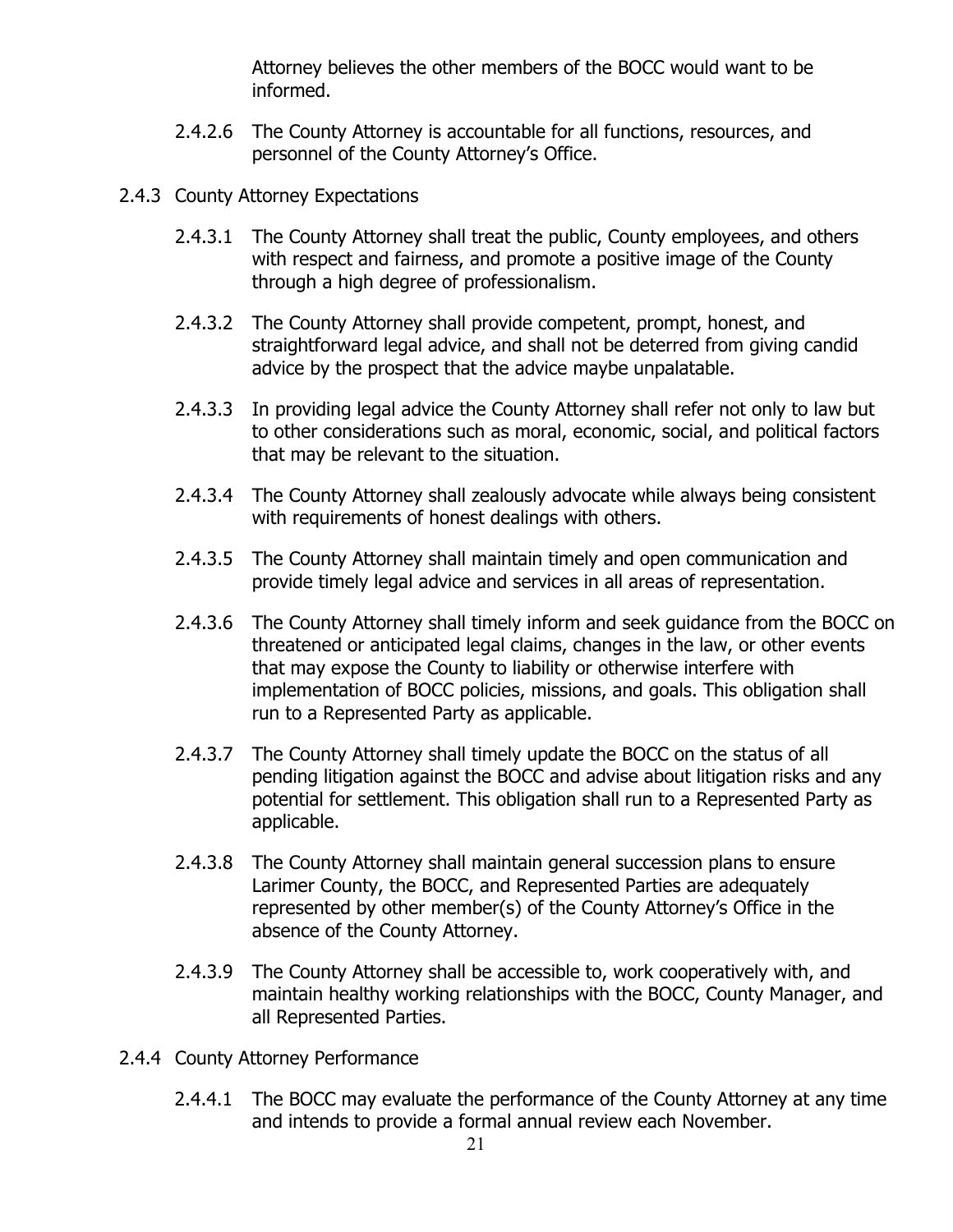Attorney believes the other members of the BOCC would want to be informed.

2.4.2.6 The County Attorney is accountable for all functions, resources, and personnel of the County Attorney's Office.

2.4.3 County Attorney Expectations

2.4.3.1 The County Attorney shall treat the public, County employees, and others with respect and fairness, and promote a positive image of the County through a high degree of professionalism.

2.4.3.2 The County Attorney shall provide competent, prompt, honest, and straightforward legal advice, and shall not be deterred from giving candid advice by the prospect that the advice maybe unpalatable.

2.4.3.3 In providing legal advice the County Attorney shall refer not only to law but to other considerations such as moral, economic, social, and political factors that may be relevant to the situation.

2.4.3.4 The County Attorney shall zealously advocate while always being consistent with requirements of honest dealings with others.

2.4.3.5 The County Attorney shall maintain timely and open communication and provide timely legal advice and services in all areas of representation.

2.4.3.6 The County Attorney shall timely inform and seek guidance from the BOCC on threatened or anticipated legal claims, changes in the law, or other events that may expose the County to liability or otherwise interfere with implementation of BOCC policies, missions, and goals. This obligation shall run to a Represented Party as applicable.

2.4.3.7 The County Attorney shall timely update the BOCC on the status of all pending litigation against the BOCC and advise about litigation risks and any potential for settlement. This obligation shall run to a Represented Party as applicable.

2.4.3.8 The County Attorney shall maintain general succession plans to ensure Larimer County, the BOCC, and Represented Parties are adequately represented by other member(s) of the County Attorney's Office in the absence of the County Attorney.

2.4.3.9 The County Attorney shall be accessible to, work cooperatively with, and maintain healthy working relationships with the BOCC, County Manager, and all Represented Parties.

2.4.4 County Attorney Performance

2.4.4.1 The BOCC may evaluate the performance of the County Attorney at any time and intends to provide a formal annual review each November.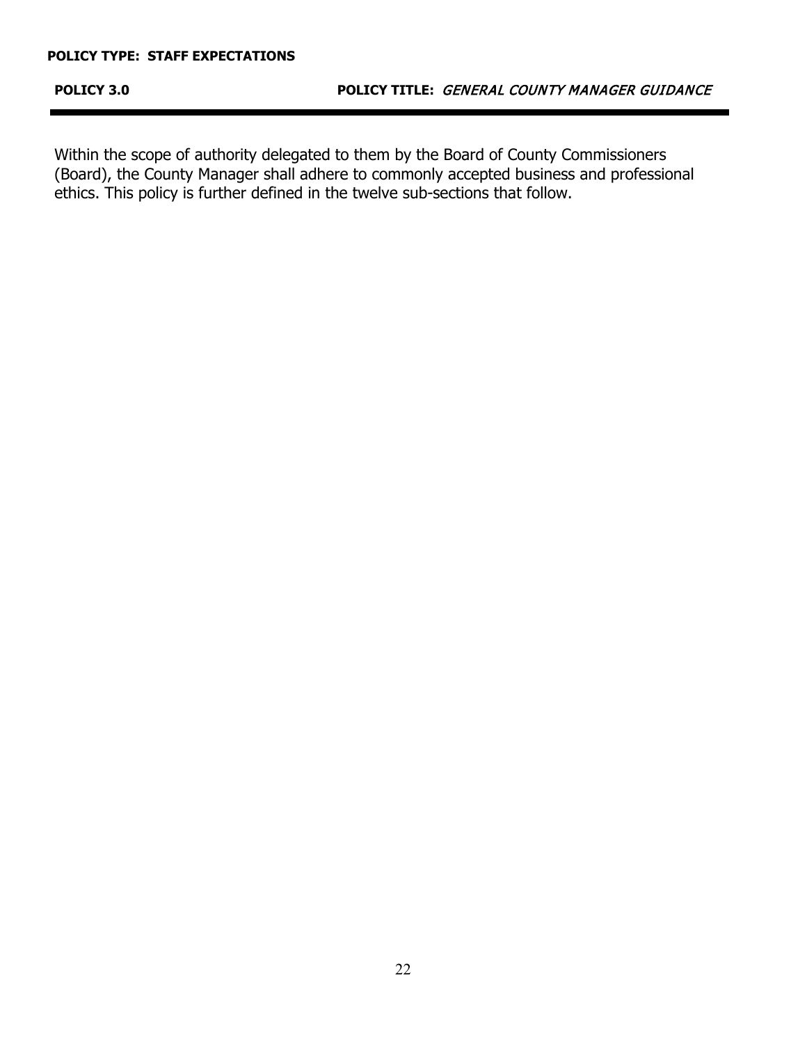**POLICY TYPE: STAFF EXPECTATIONS**

**POLICY 3.0** **POLICY TITLE:** ***GENERAL COUNTY MANAGER GUIDANCE***

---

Within the scope of authority delegated to them by the Board of County Commissioners (Board), the County Manager shall adhere to commonly accepted business and professional ethics. This policy is further defined in the twelve sub-sections that follow.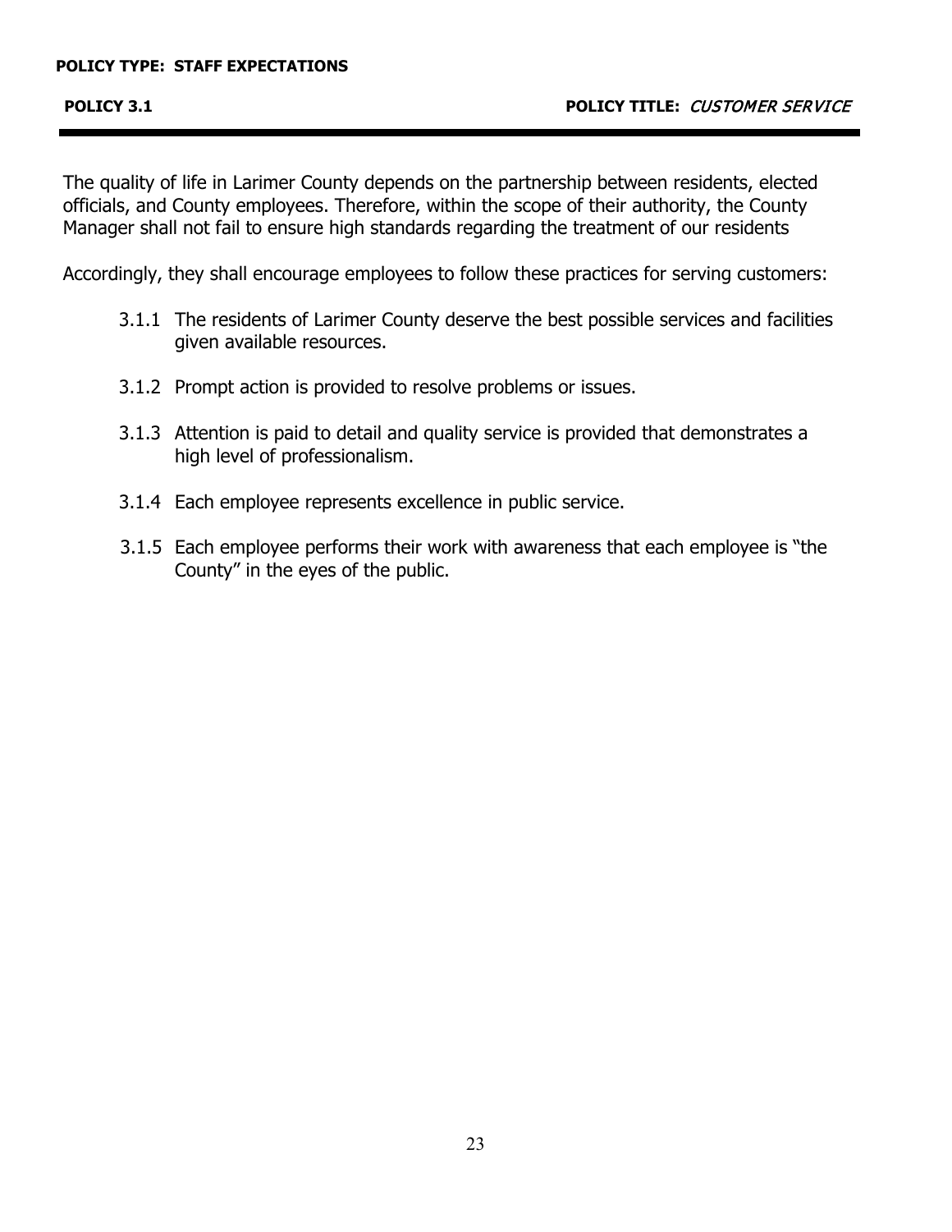**POLICY TYPE: STAFF EXPECTATIONS**

**POLICY 3.1** **POLICY TITLE:** ***CUSTOMER SERVICE***

---

The quality of life in Larimer County depends on the partnership between residents, elected officials, and County employees. Therefore, within the scope of their authority, the County Manager shall not fail to ensure high standards regarding the treatment of our residents

Accordingly, they shall encourage employees to follow these practices for serving customers:

3.1.1 The residents of Larimer County deserve the best possible services and facilities given available resources.

3.1.2 Prompt action is provided to resolve problems or issues.

3.1.3 Attention is paid to detail and quality service is provided that demonstrates a high level of professionalism.

3.1.4 Each employee represents excellence in public service.

3.1.5 Each employee performs their work with awareness that each employee is "the County" in the eyes of the public.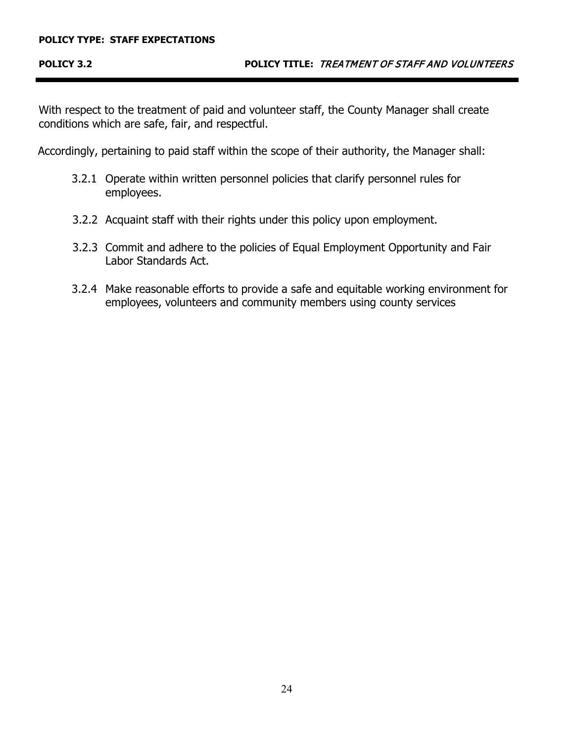**POLICY TYPE: STAFF EXPECTATIONS**

**POLICY 3.2** **POLICY TITLE:** ***TREATMENT OF STAFF AND VOLUNTEERS***

---

With respect to the treatment of paid and volunteer staff, the County Manager shall create conditions which are safe, fair, and respectful.

Accordingly, pertaining to paid staff within the scope of their authority, the Manager shall:

3.2.1 Operate within written personnel policies that clarify personnel rules for employees.

3.2.2 Acquaint staff with their rights under this policy upon employment.

3.2.3 Commit and adhere to the policies of Equal Employment Opportunity and Fair Labor Standards Act.

3.2.4 Make reasonable efforts to provide a safe and equitable working environment for employees, volunteers and community members using county services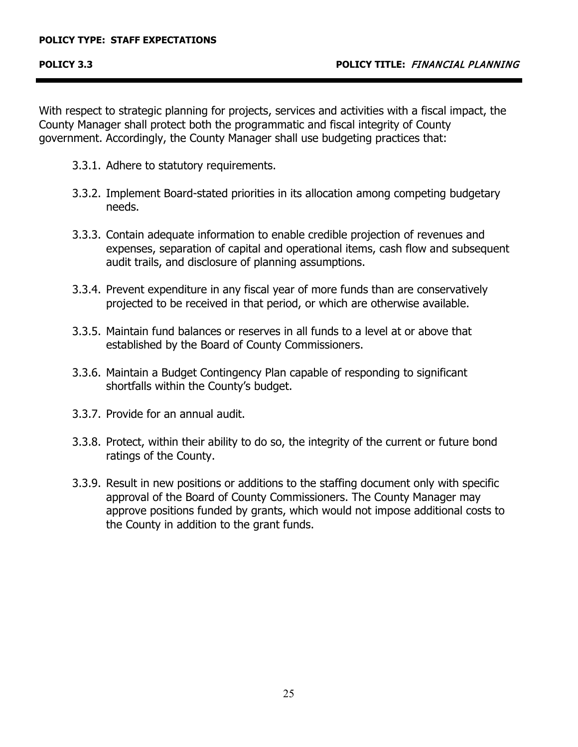**POLICY TYPE: STAFF EXPECTATIONS**

**POLICY 3.3** **POLICY TITLE:** ***FINANCIAL PLANNING***

---

With respect to strategic planning for projects, services and activities with a fiscal impact, the County Manager shall protect both the programmatic and fiscal integrity of County government. Accordingly, the County Manager shall use budgeting practices that:

3.3.1. Adhere to statutory requirements.

3.3.2. Implement Board-stated priorities in its allocation among competing budgetary needs.

3.3.3. Contain adequate information to enable credible projection of revenues and expenses, separation of capital and operational items, cash flow and subsequent audit trails, and disclosure of planning assumptions.

3.3.4. Prevent expenditure in any fiscal year of more funds than are conservatively projected to be received in that period, or which are otherwise available.

3.3.5. Maintain fund balances or reserves in all funds to a level at or above that established by the Board of County Commissioners.

3.3.6. Maintain a Budget Contingency Plan capable of responding to significant shortfalls within the County's budget.

3.3.7. Provide for an annual audit.

3.3.8. Protect, within their ability to do so, the integrity of the current or future bond ratings of the County.

3.3.9. Result in new positions or additions to the staffing document only with specific approval of the Board of County Commissioners. The County Manager may approve positions funded by grants, which would not impose additional costs to the County in addition to the grant funds.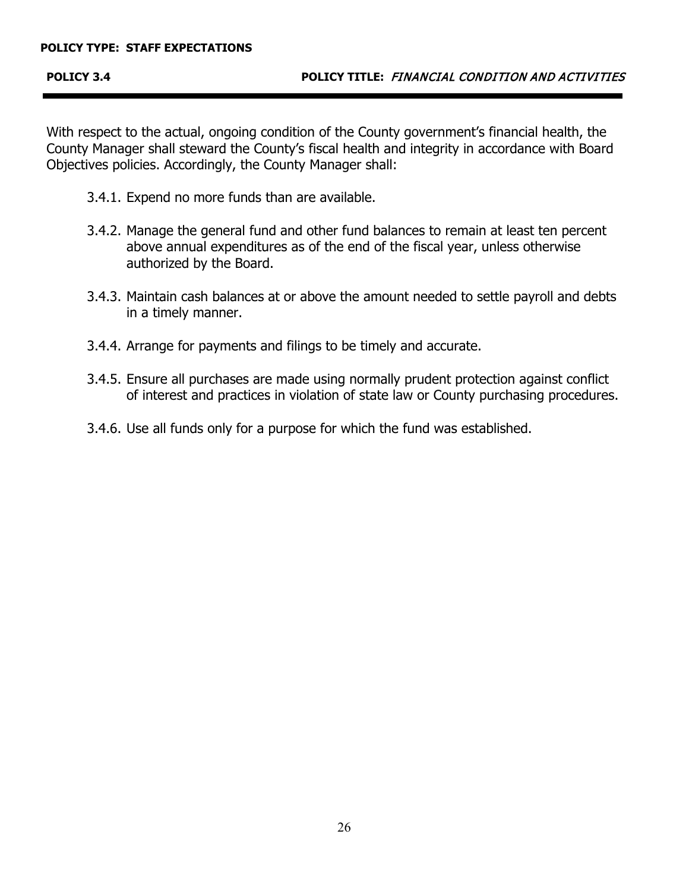**POLICY TYPE: STAFF EXPECTATIONS**

**POLICY 3.4** **POLICY TITLE:** ***FINANCIAL CONDITION AND ACTIVITIES***

---

With respect to the actual, ongoing condition of the County government's financial health, the County Manager shall steward the County's fiscal health and integrity in accordance with Board Objectives policies. Accordingly, the County Manager shall:

3.4.1. Expend no more funds than are available.

3.4.2. Manage the general fund and other fund balances to remain at least ten percent above annual expenditures as of the end of the fiscal year, unless otherwise authorized by the Board.

3.4.3. Maintain cash balances at or above the amount needed to settle payroll and debts in a timely manner.

3.4.4. Arrange for payments and filings to be timely and accurate.

3.4.5. Ensure all purchases are made using normally prudent protection against conflict of interest and practices in violation of state law or County purchasing procedures.

3.4.6. Use all funds only for a purpose for which the fund was established.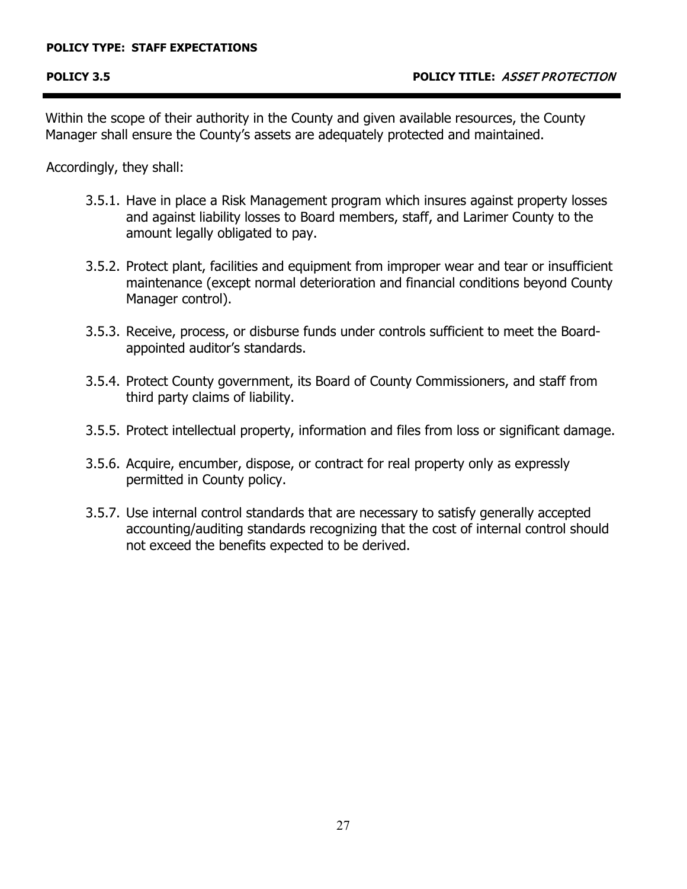**POLICY TYPE: STAFF EXPECTATIONS**

**POLICY 3.5** **POLICY TITLE:** ***ASSET PROTECTION***

---

Within the scope of their authority in the County and given available resources, the County Manager shall ensure the County's assets are adequately protected and maintained.

Accordingly, they shall:

3.5.1. Have in place a Risk Management program which insures against property losses and against liability losses to Board members, staff, and Larimer County to the amount legally obligated to pay.

3.5.2. Protect plant, facilities and equipment from improper wear and tear or insufficient maintenance (except normal deterioration and financial conditions beyond County Manager control).

3.5.3. Receive, process, or disburse funds under controls sufficient to meet the Board-appointed auditor's standards.

3.5.4. Protect County government, its Board of County Commissioners, and staff from third party claims of liability.

3.5.5. Protect intellectual property, information and files from loss or significant damage.

3.5.6. Acquire, encumber, dispose, or contract for real property only as expressly permitted in County policy.

3.5.7. Use internal control standards that are necessary to satisfy generally accepted accounting/auditing standards recognizing that the cost of internal control should not exceed the benefits expected to be derived.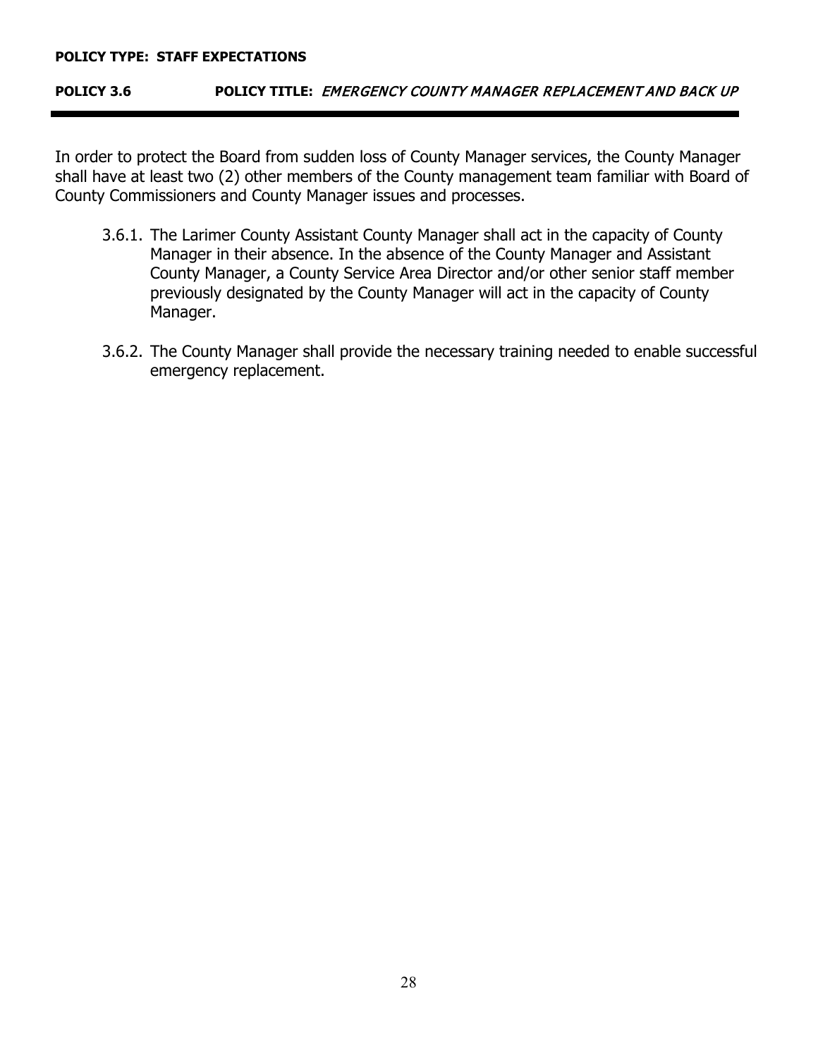**POLICY TYPE: STAFF EXPECTATIONS**

**POLICY 3.6** **POLICY TITLE:** ***EMERGENCY COUNTY MANAGER REPLACEMENT AND BACK UP***

---

In order to protect the Board from sudden loss of County Manager services, the County Manager shall have at least two (2) other members of the County management team familiar with Board of County Commissioners and County Manager issues and processes.

3.6.1. The Larimer County Assistant County Manager shall act in the capacity of County Manager in their absence. In the absence of the County Manager and Assistant County Manager, a County Service Area Director and/or other senior staff member previously designated by the County Manager will act in the capacity of County Manager.

3.6.2. The County Manager shall provide the necessary training needed to enable successful emergency replacement.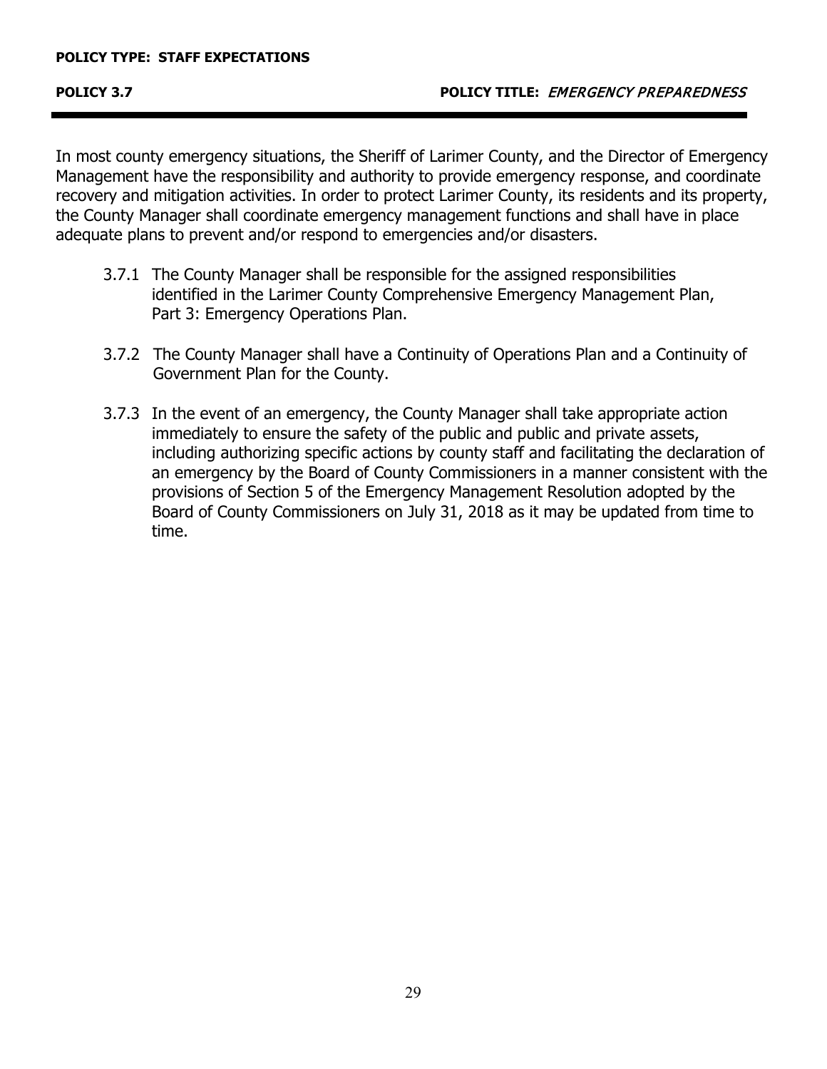**POLICY TYPE: STAFF EXPECTATIONS**

**POLICY 3.7** **POLICY TITLE:** ***EMERGENCY PREPAREDNESS***

---

In most county emergency situations, the Sheriff of Larimer County, and the Director of Emergency Management have the responsibility and authority to provide emergency response, and coordinate recovery and mitigation activities. In order to protect Larimer County, its residents and its property, the County Manager shall coordinate emergency management functions and shall have in place adequate plans to prevent and/or respond to emergencies and/or disasters.

3.7.1 The County Manager shall be responsible for the assigned responsibilities identified in the Larimer County Comprehensive Emergency Management Plan, Part 3: Emergency Operations Plan.

3.7.2 The County Manager shall have a Continuity of Operations Plan and a Continuity of Government Plan for the County.

3.7.3 In the event of an emergency, the County Manager shall take appropriate action immediately to ensure the safety of the public and public and private assets, including authorizing specific actions by county staff and facilitating the declaration of an emergency by the Board of County Commissioners in a manner consistent with the provisions of Section 5 of the Emergency Management Resolution adopted by the Board of County Commissioners on July 31, 2018 as it may be updated from time to time.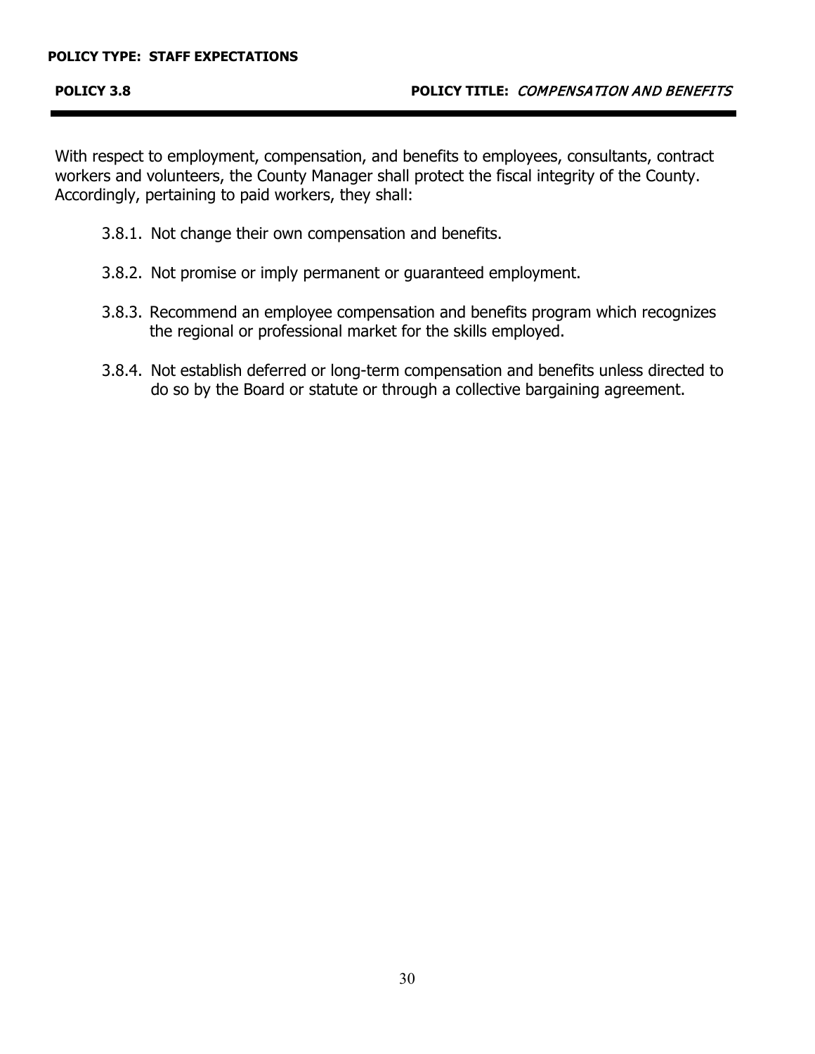**POLICY TYPE: STAFF EXPECTATIONS**

**POLICY 3.8** **POLICY TITLE:** ***COMPENSATION AND BENEFITS***

---

With respect to employment, compensation, and benefits to employees, consultants, contract workers and volunteers, the County Manager shall protect the fiscal integrity of the County. Accordingly, pertaining to paid workers, they shall:

3.8.1. Not change their own compensation and benefits.

3.8.2. Not promise or imply permanent or guaranteed employment.

3.8.3. Recommend an employee compensation and benefits program which recognizes the regional or professional market for the skills employed.

3.8.4. Not establish deferred or long-term compensation and benefits unless directed to do so by the Board or statute or through a collective bargaining agreement.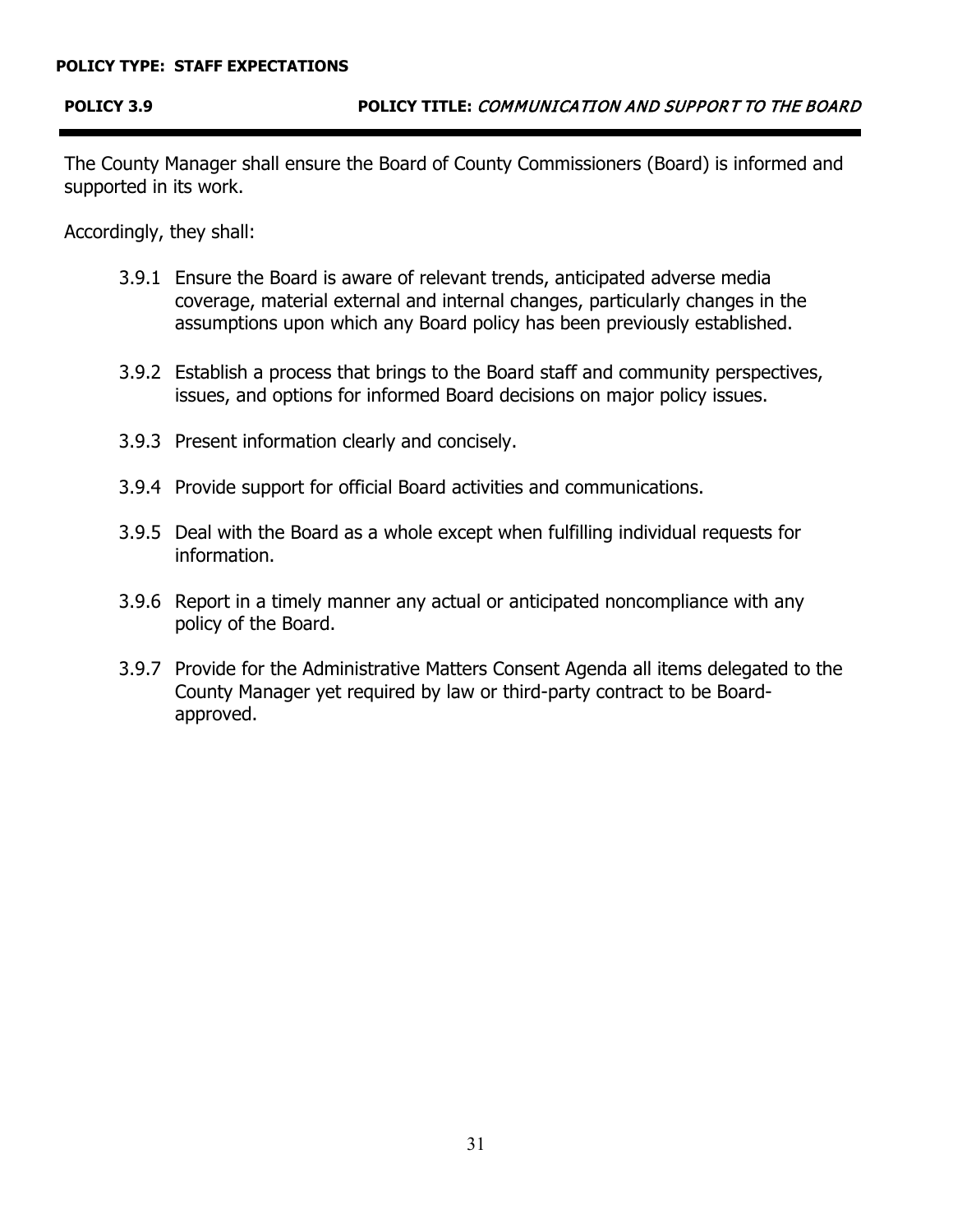**POLICY TYPE: STAFF EXPECTATIONS**

**POLICY 3.9** **POLICY TITLE:** ***COMMUNICATION AND SUPPORT TO THE BOARD***

---

The County Manager shall ensure the Board of County Commissioners (Board) is informed and supported in its work.

Accordingly, they shall:

3.9.1 Ensure the Board is aware of relevant trends, anticipated adverse media coverage, material external and internal changes, particularly changes in the assumptions upon which any Board policy has been previously established.

3.9.2 Establish a process that brings to the Board staff and community perspectives, issues, and options for informed Board decisions on major policy issues.

3.9.3 Present information clearly and concisely.

3.9.4 Provide support for official Board activities and communications.

3.9.5 Deal with the Board as a whole except when fulfilling individual requests for information.

3.9.6 Report in a timely manner any actual or anticipated noncompliance with any policy of the Board.

3.9.7 Provide for the Administrative Matters Consent Agenda all items delegated to the County Manager yet required by law or third-party contract to be Board-approved.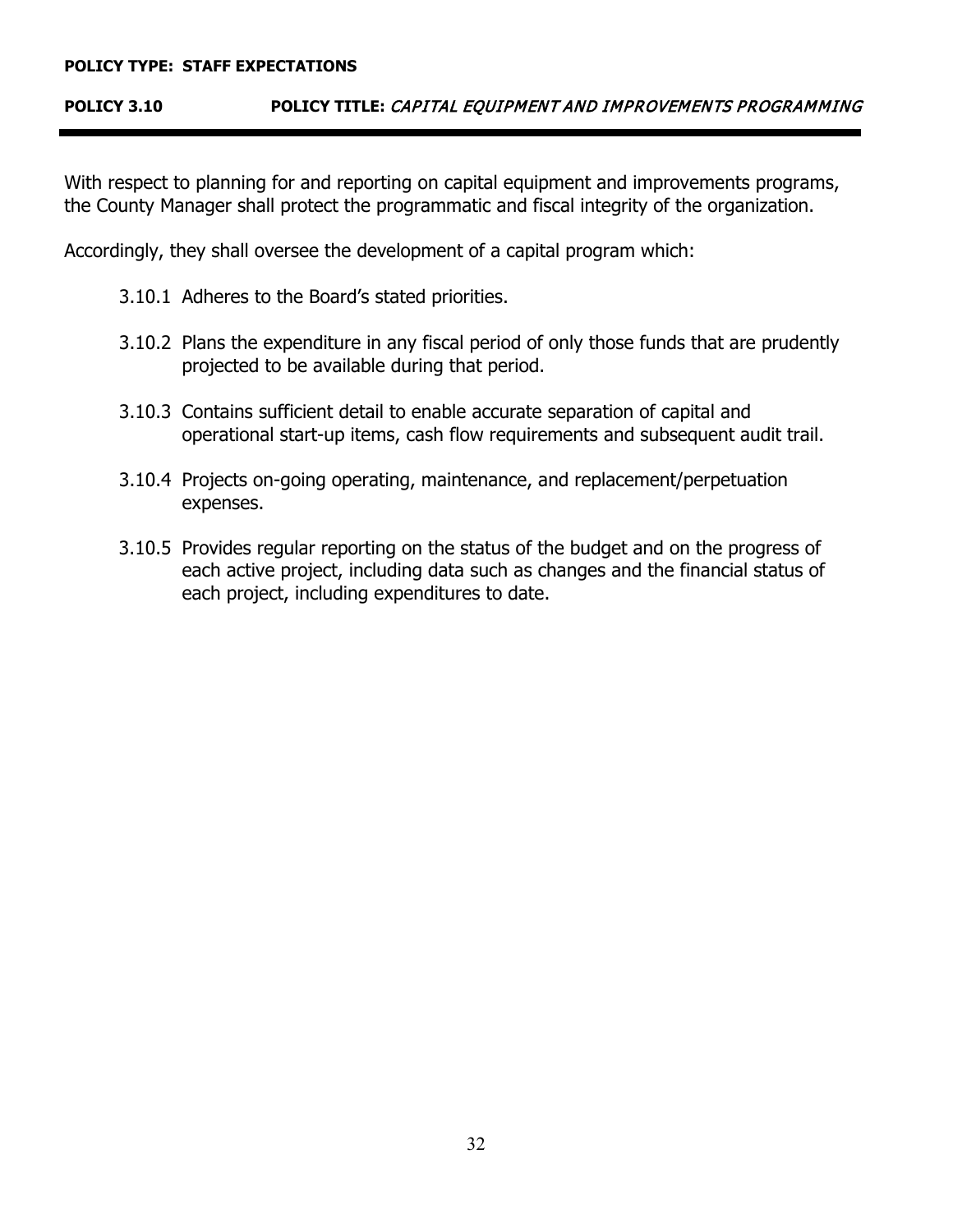**POLICY TYPE: STAFF EXPECTATIONS**

**POLICY 3.10** **POLICY TITLE:** ***CAPITAL EQUIPMENT AND IMPROVEMENTS PROGRAMMING***

---

With respect to planning for and reporting on capital equipment and improvements programs, the County Manager shall protect the programmatic and fiscal integrity of the organization.

Accordingly, they shall oversee the development of a capital program which:

3.10.1 Adheres to the Board's stated priorities.

3.10.2 Plans the expenditure in any fiscal period of only those funds that are prudently projected to be available during that period.

3.10.3 Contains sufficient detail to enable accurate separation of capital and operational start-up items, cash flow requirements and subsequent audit trail.

3.10.4 Projects on-going operating, maintenance, and replacement/perpetuation expenses.

3.10.5 Provides regular reporting on the status of the budget and on the progress of each active project, including data such as changes and the financial status of each project, including expenditures to date.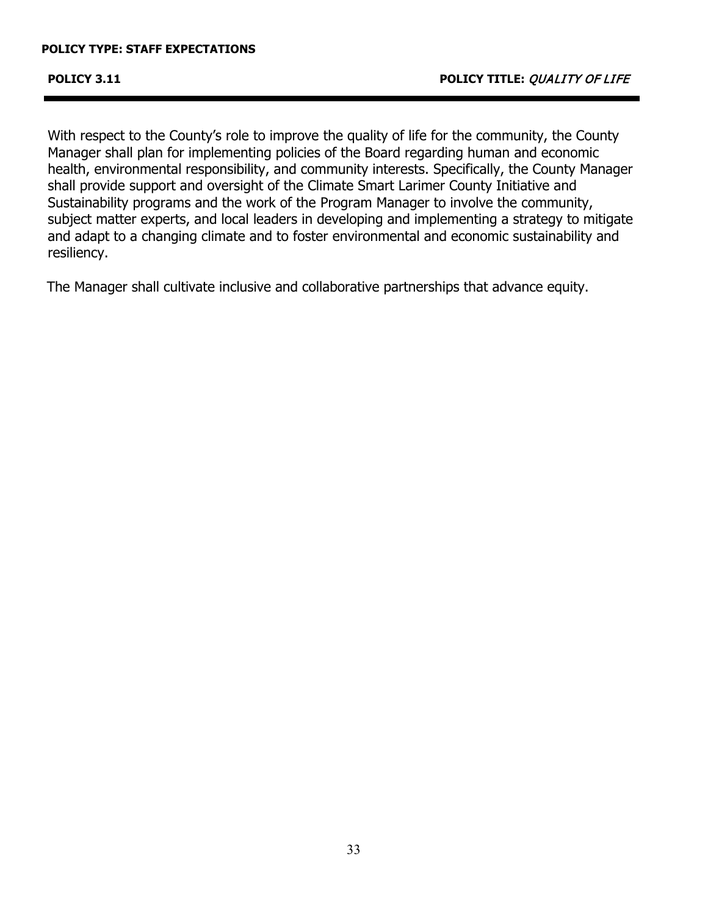**POLICY TYPE: STAFF EXPECTATIONS**

**POLICY 3.11** **POLICY TITLE:** ***QUALITY OF LIFE***

---

With respect to the County's role to improve the quality of life for the community, the County Manager shall plan for implementing policies of the Board regarding human and economic health, environmental responsibility, and community interests. Specifically, the County Manager shall provide support and oversight of the Climate Smart Larimer County Initiative and Sustainability programs and the work of the Program Manager to involve the community, subject matter experts, and local leaders in developing and implementing a strategy to mitigate and adapt to a changing climate and to foster environmental and economic sustainability and resiliency.

The Manager shall cultivate inclusive and collaborative partnerships that advance equity.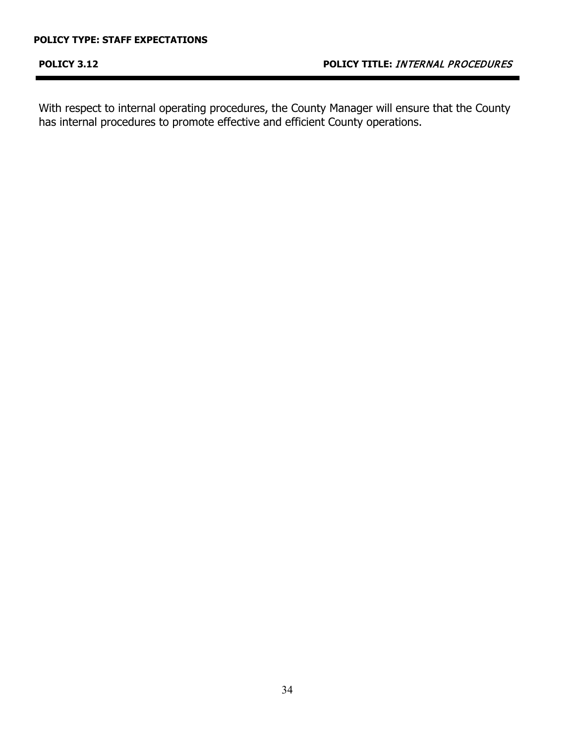**POLICY TYPE: STAFF EXPECTATIONS**

**POLICY 3.12** **POLICY TITLE:** ***INTERNAL PROCEDURES***

---

With respect to internal operating procedures, the County Manager will ensure that the County has internal procedures to promote effective and efficient County operations.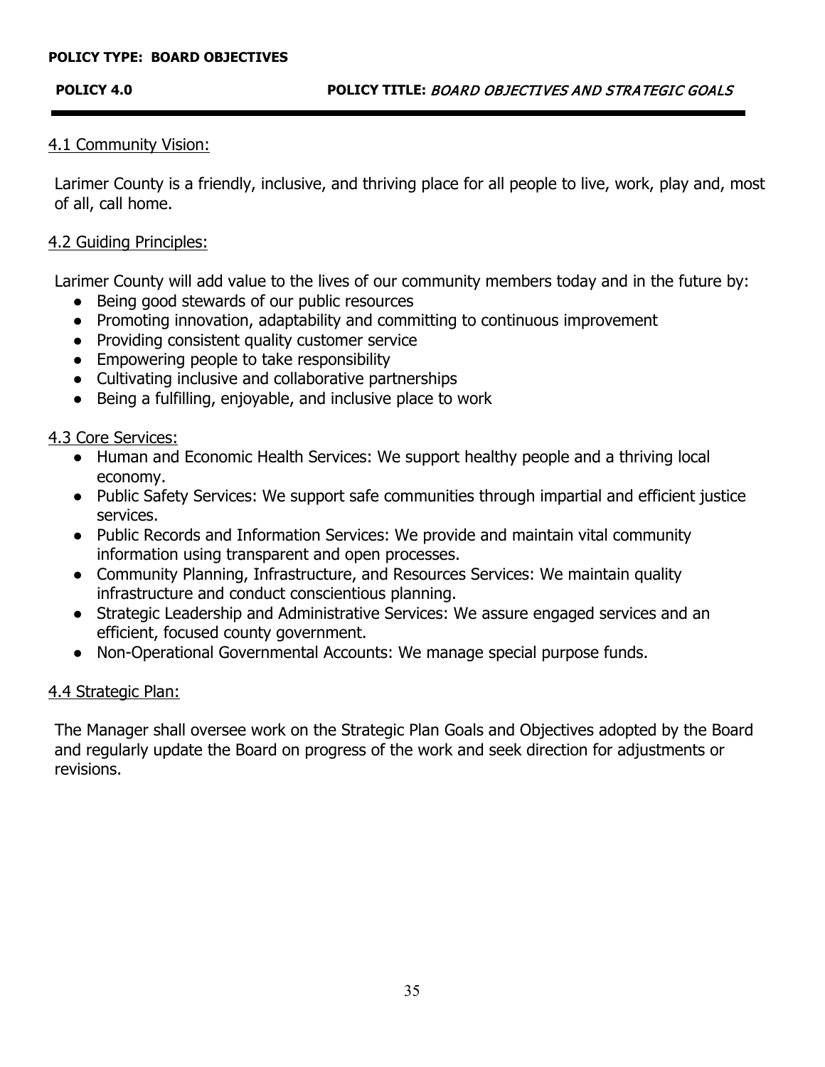**POLICY TYPE: BOARD OBJECTIVES**

**POLICY 4.0** **POLICY TITLE:** ***BOARD OBJECTIVES AND STRATEGIC GOALS***

---

### 4.1 Community Vision:

Larimer County is a friendly, inclusive, and thriving place for all people to live, work, play and, most of all, call home.

### 4.2 Guiding Principles:

Larimer County will add value to the lives of our community members today and in the future by:

- Being good stewards of our public resources
- Promoting innovation, adaptability and committing to continuous improvement
- Providing consistent quality customer service
- Empowering people to take responsibility
- Cultivating inclusive and collaborative partnerships
- Being a fulfilling, enjoyable, and inclusive place to work

### 4.3 Core Services:

- Human and Economic Health Services: We support healthy people and a thriving local economy.
- Public Safety Services: We support safe communities through impartial and efficient justice services.
- Public Records and Information Services: We provide and maintain vital community information using transparent and open processes.
- Community Planning, Infrastructure, and Resources Services: We maintain quality infrastructure and conduct conscientious planning.
- Strategic Leadership and Administrative Services: We assure engaged services and an efficient, focused county government.
- Non-Operational Governmental Accounts: We manage special purpose funds.

### 4.4 Strategic Plan:

The Manager shall oversee work on the Strategic Plan Goals and Objectives adopted by the Board and regularly update the Board on progress of the work and seek direction for adjustments or revisions.